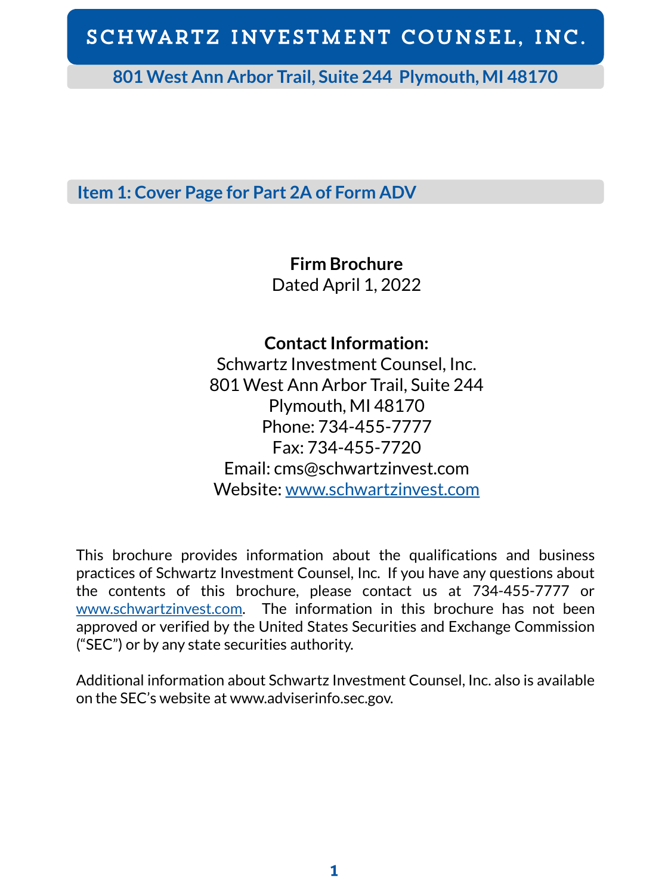# SCHWARTZ INVESTMENT COUNSEL, INC.

**801 West Ann Arbor Trail, Suite 244 Plymouth, MI 48170**

## Item 1: Cover Page for Part 2A of Form ADV

**Firm Brochure**
Dated April 1, 2022

**Contact Information:**
Schwartz Investment Counsel, Inc.
801 West Ann Arbor Trail, Suite 244
Plymouth, MI 48170
Phone: 734-455-7777
Fax: 734-455-7720
Email: cms@schwartzinvest.com
Website: www.schwartzinvest.com

This brochure provides information about the qualifications and business practices of Schwartz Investment Counsel, Inc. If you have any questions about the contents of this brochure, please contact us at 734-455-7777 or www.schwartzinvest.com. The information in this brochure has not been approved or verified by the United States Securities and Exchange Commission ("SEC") or by any state securities authority.

Additional information about Schwartz Investment Counsel, Inc. also is available on the SEC's website at www.adviserinfo.sec.gov.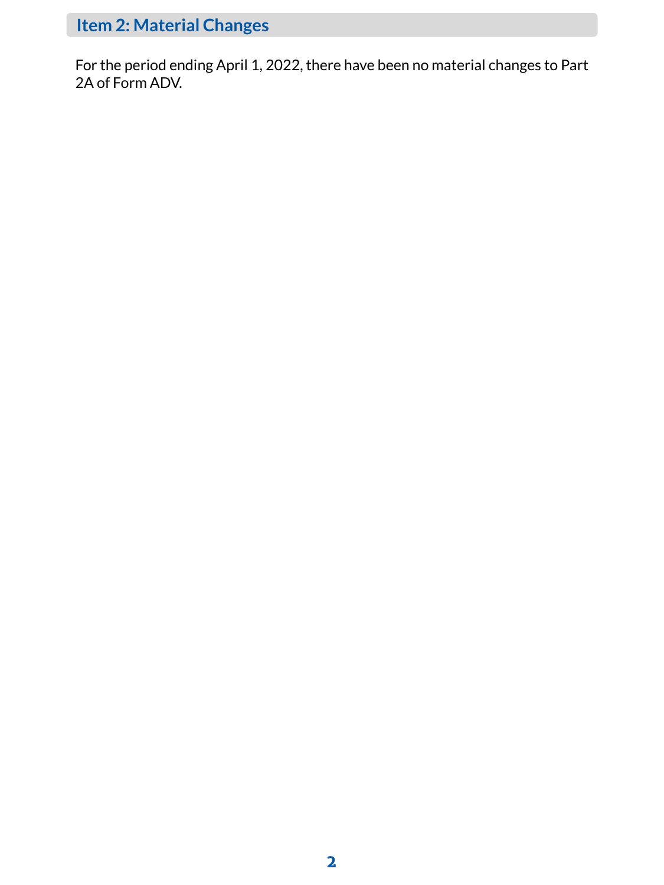## Item 2: Material Changes

For the period ending April 1, 2022, there have been no material changes to Part 2A of Form ADV.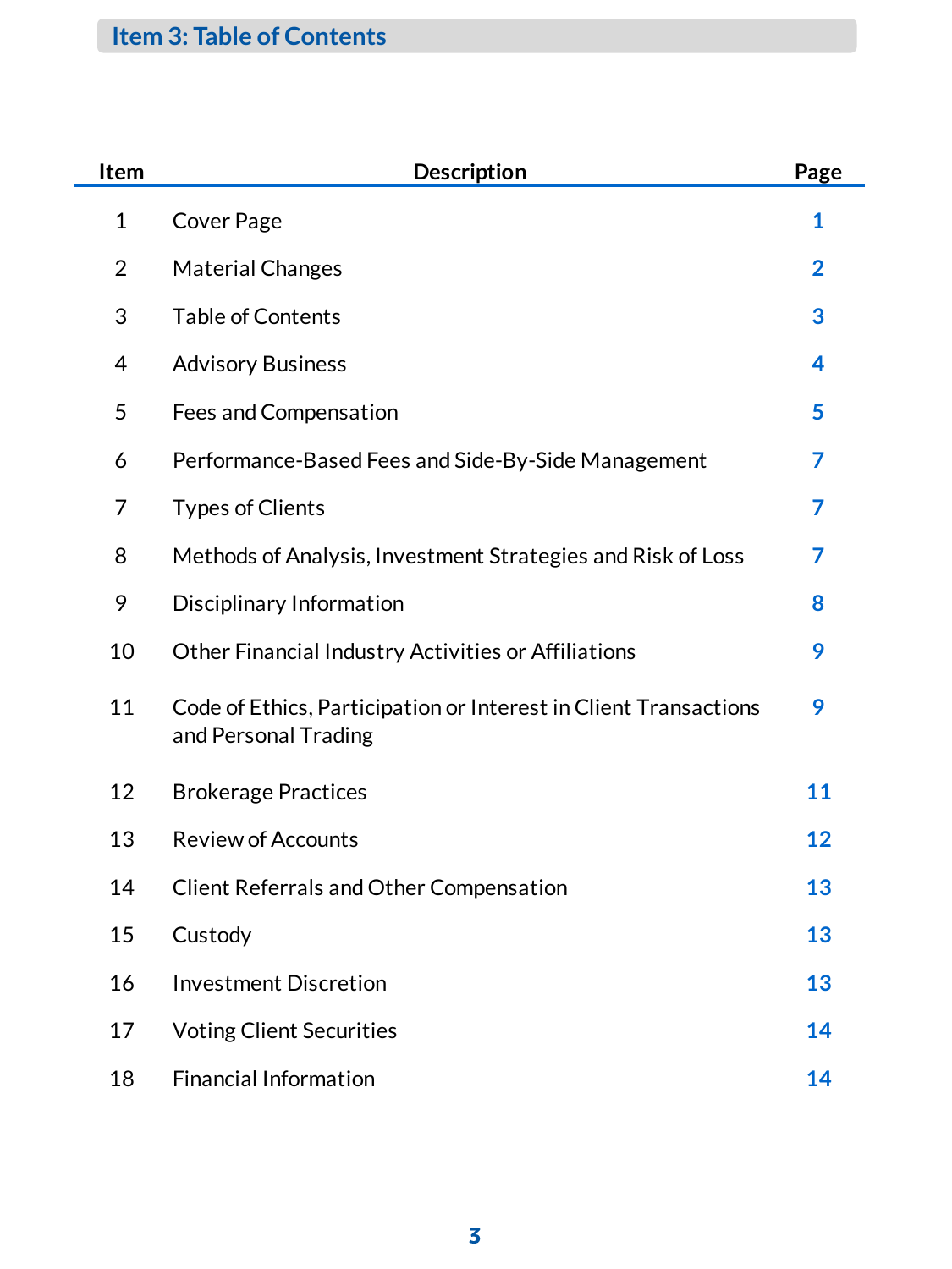## Item 3: Table of Contents

| Item | Description | Page |
|---|---|---|
| 1 | Cover Page | 1 |
| 2 | Material Changes | 2 |
| 3 | Table of Contents | 3 |
| 4 | Advisory Business | 4 |
| 5 | Fees and Compensation | 5 |
| 6 | Performance-Based Fees and Side-By-Side Management | 7 |
| 7 | Types of Clients | 7 |
| 8 | Methods of Analysis, Investment Strategies and Risk of Loss | 7 |
| 9 | Disciplinary Information | 8 |
| 10 | Other Financial Industry Activities or Affiliations | 9 |
| 11 | Code of Ethics, Participation or Interest in Client Transactions and Personal Trading | 9 |
| 12 | Brokerage Practices | 11 |
| 13 | Review of Accounts | 12 |
| 14 | Client Referrals and Other Compensation | 13 |
| 15 | Custody | 13 |
| 16 | Investment Discretion | 13 |
| 17 | Voting Client Securities | 14 |
| 18 | Financial Information | 14 |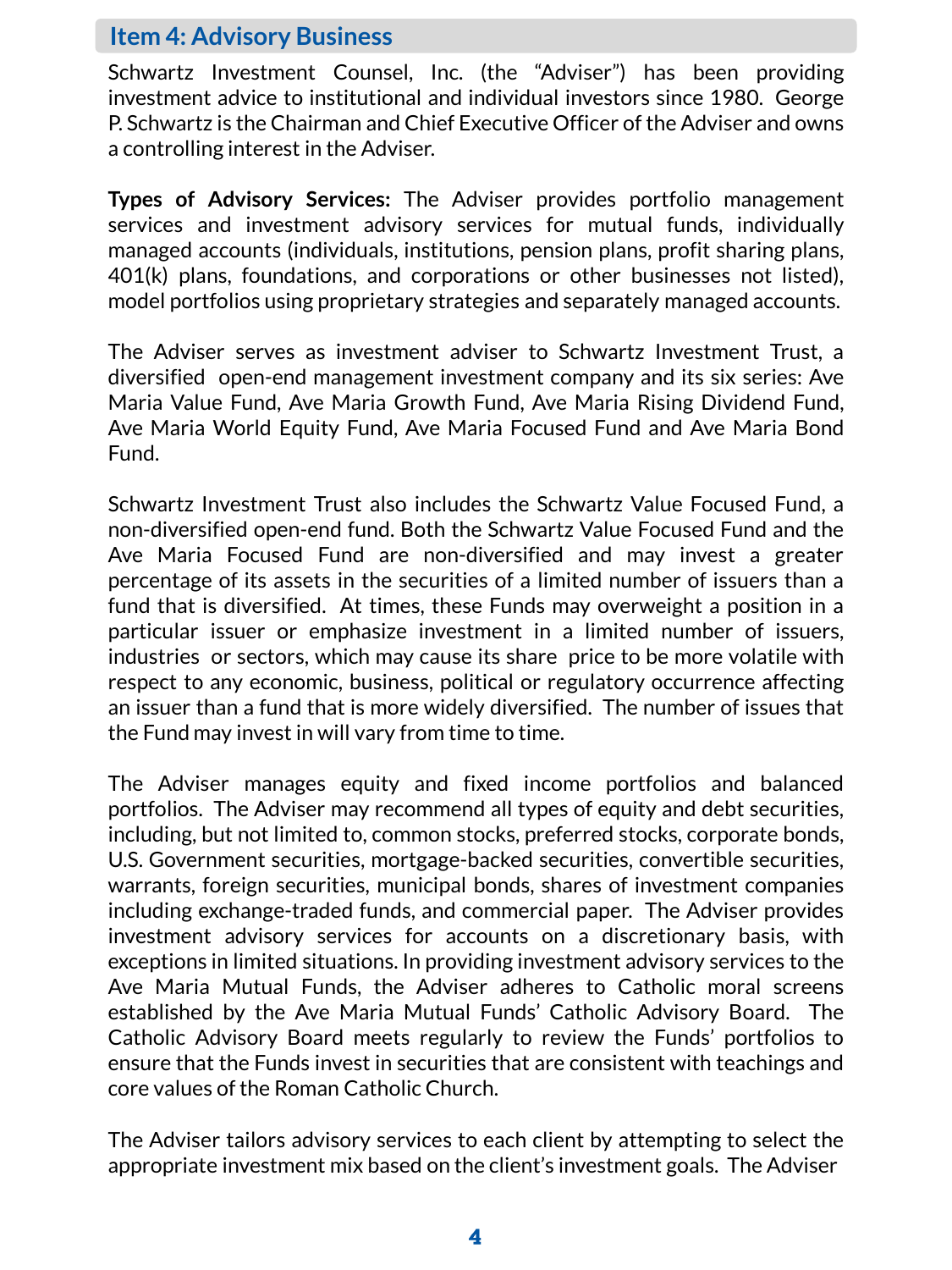## Item 4: Advisory Business

Schwartz Investment Counsel, Inc. (the "Adviser") has been providing investment advice to institutional and individual investors since 1980. George P. Schwartz is the Chairman and Chief Executive Officer of the Adviser and owns a controlling interest in the Adviser.

**Types of Advisory Services:** The Adviser provides portfolio management services and investment advisory services for mutual funds, individually managed accounts (individuals, institutions, pension plans, profit sharing plans, 401(k) plans, foundations, and corporations or other businesses not listed), model portfolios using proprietary strategies and separately managed accounts.

The Adviser serves as investment adviser to Schwartz Investment Trust, a diversified open-end management investment company and its six series: Ave Maria Value Fund, Ave Maria Growth Fund, Ave Maria Rising Dividend Fund, Ave Maria World Equity Fund, Ave Maria Focused Fund and Ave Maria Bond Fund.

Schwartz Investment Trust also includes the Schwartz Value Focused Fund, a non-diversified open-end fund. Both the Schwartz Value Focused Fund and the Ave Maria Focused Fund are non-diversified and may invest a greater percentage of its assets in the securities of a limited number of issuers than a fund that is diversified. At times, these Funds may overweight a position in a particular issuer or emphasize investment in a limited number of issuers, industries or sectors, which may cause its share price to be more volatile with respect to any economic, business, political or regulatory occurrence affecting an issuer than a fund that is more widely diversified. The number of issues that the Fund may invest in will vary from time to time.

The Adviser manages equity and fixed income portfolios and balanced portfolios. The Adviser may recommend all types of equity and debt securities, including, but not limited to, common stocks, preferred stocks, corporate bonds, U.S. Government securities, mortgage-backed securities, convertible securities, warrants, foreign securities, municipal bonds, shares of investment companies including exchange-traded funds, and commercial paper. The Adviser provides investment advisory services for accounts on a discretionary basis, with exceptions in limited situations. In providing investment advisory services to the Ave Maria Mutual Funds, the Adviser adheres to Catholic moral screens established by the Ave Maria Mutual Funds' Catholic Advisory Board. The Catholic Advisory Board meets regularly to review the Funds' portfolios to ensure that the Funds invest in securities that are consistent with teachings and core values of the Roman Catholic Church.

The Adviser tailors advisory services to each client by attempting to select the appropriate investment mix based on the client's investment goals. The Adviser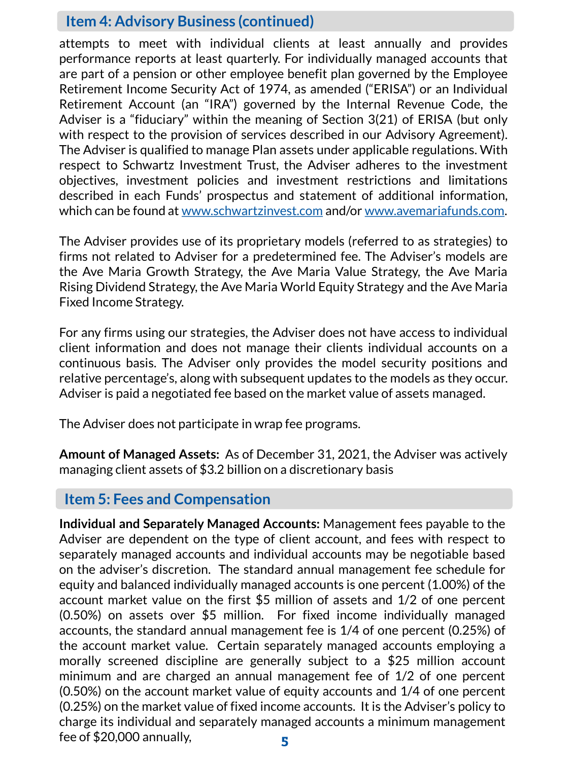## Item 4: Advisory Business (continued)

attempts to meet with individual clients at least annually and provides performance reports at least quarterly. For individually managed accounts that are part of a pension or other employee benefit plan governed by the Employee Retirement Income Security Act of 1974, as amended ("ERISA") or an Individual Retirement Account (an "IRA") governed by the Internal Revenue Code, the Adviser is a "fiduciary" within the meaning of Section 3(21) of ERISA (but only with respect to the provision of services described in our Advisory Agreement). The Adviser is qualified to manage Plan assets under applicable regulations. With respect to Schwartz Investment Trust, the Adviser adheres to the investment objectives, investment policies and investment restrictions and limitations described in each Funds' prospectus and statement of additional information, which can be found at www.schwartzinvest.com and/or www.avemariafunds.com.

The Adviser provides use of its proprietary models (referred to as strategies) to firms not related to Adviser for a predetermined fee. The Adviser's models are the Ave Maria Growth Strategy, the Ave Maria Value Strategy, the Ave Maria Rising Dividend Strategy, the Ave Maria World Equity Strategy and the Ave Maria Fixed Income Strategy.

For any firms using our strategies, the Adviser does not have access to individual client information and does not manage their clients individual accounts on a continuous basis. The Adviser only provides the model security positions and relative percentage's, along with subsequent updates to the models as they occur. Adviser is paid a negotiated fee based on the market value of assets managed.

The Adviser does not participate in wrap fee programs.

**Amount of Managed Assets:** As of December 31, 2021, the Adviser was actively managing client assets of $3.2 billion on a discretionary basis

## Item 5: Fees and Compensation

**Individual and Separately Managed Accounts:** Management fees payable to the Adviser are dependent on the type of client account, and fees with respect to separately managed accounts and individual accounts may be negotiable based on the adviser's discretion. The standard annual management fee schedule for equity and balanced individually managed accounts is one percent (1.00%) of the account market value on the first $5 million of assets and 1/2 of one percent (0.50%) on assets over $5 million. For fixed income individually managed accounts, the standard annual management fee is 1/4 of one percent (0.25%) of the account market value. Certain separately managed accounts employing a morally screened discipline are generally subject to a $25 million account minimum and are charged an annual management fee of 1/2 of one percent (0.50%) on the account market value of equity accounts and 1/4 of one percent (0.25%) on the market value of fixed income accounts. It is the Adviser's policy to charge its individual and separately managed accounts a minimum management fee of $20,000 annually,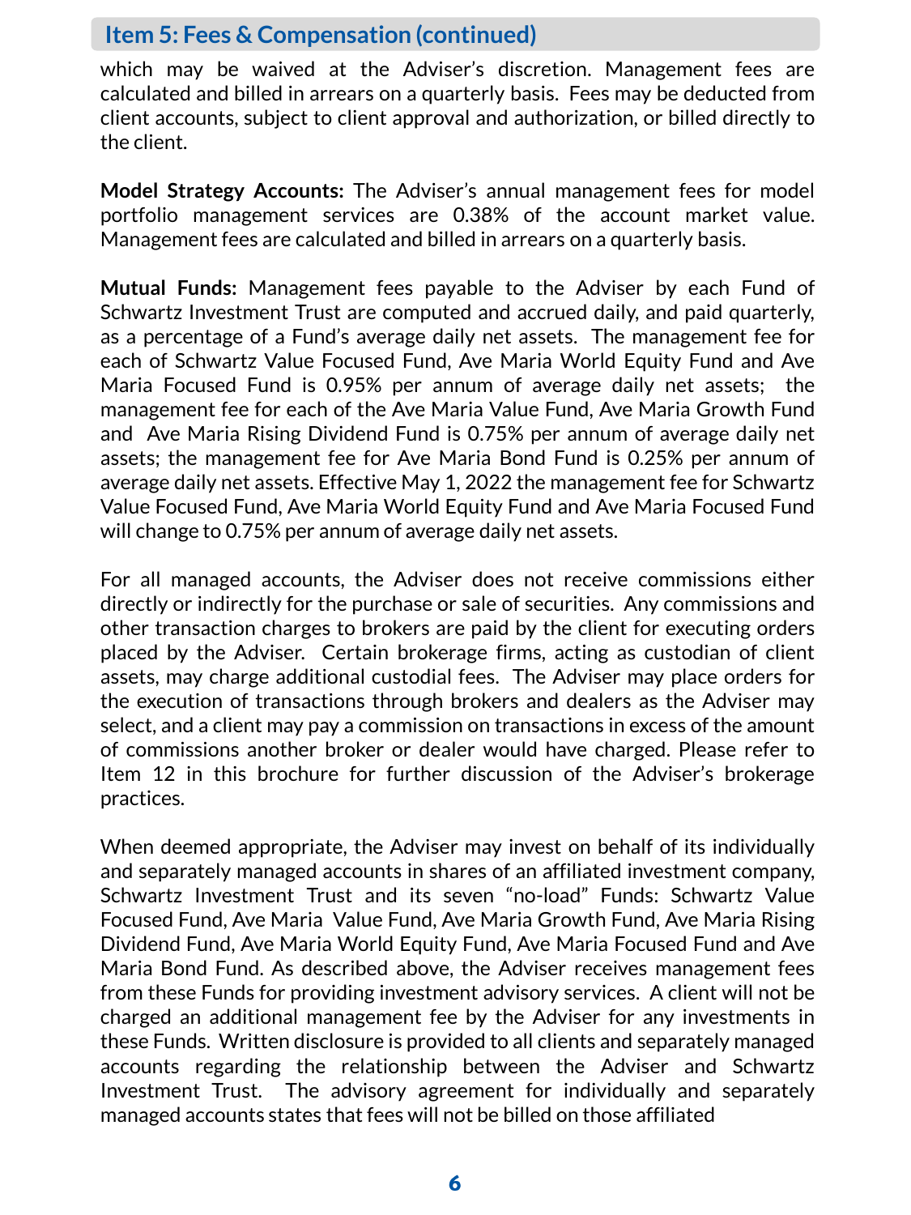## Item 5: Fees & Compensation (continued)

which may be waived at the Adviser's discretion. Management fees are calculated and billed in arrears on a quarterly basis. Fees may be deducted from client accounts, subject to client approval and authorization, or billed directly to the client.

**Model Strategy Accounts:** The Adviser's annual management fees for model portfolio management services are 0.38% of the account market value. Management fees are calculated and billed in arrears on a quarterly basis.

**Mutual Funds:** Management fees payable to the Adviser by each Fund of Schwartz Investment Trust are computed and accrued daily, and paid quarterly, as a percentage of a Fund's average daily net assets. The management fee for each of Schwartz Value Focused Fund, Ave Maria World Equity Fund and Ave Maria Focused Fund is 0.95% per annum of average daily net assets; the management fee for each of the Ave Maria Value Fund, Ave Maria Growth Fund and Ave Maria Rising Dividend Fund is 0.75% per annum of average daily net assets; the management fee for Ave Maria Bond Fund is 0.25% per annum of average daily net assets. Effective May 1, 2022 the management fee for Schwartz Value Focused Fund, Ave Maria World Equity Fund and Ave Maria Focused Fund will change to 0.75% per annum of average daily net assets.

For all managed accounts, the Adviser does not receive commissions either directly or indirectly for the purchase or sale of securities. Any commissions and other transaction charges to brokers are paid by the client for executing orders placed by the Adviser. Certain brokerage firms, acting as custodian of client assets, may charge additional custodial fees. The Adviser may place orders for the execution of transactions through brokers and dealers as the Adviser may select, and a client may pay a commission on transactions in excess of the amount of commissions another broker or dealer would have charged. Please refer to Item 12 in this brochure for further discussion of the Adviser's brokerage practices.

When deemed appropriate, the Adviser may invest on behalf of its individually and separately managed accounts in shares of an affiliated investment company, Schwartz Investment Trust and its seven "no-load" Funds: Schwartz Value Focused Fund, Ave Maria Value Fund, Ave Maria Growth Fund, Ave Maria Rising Dividend Fund, Ave Maria World Equity Fund, Ave Maria Focused Fund and Ave Maria Bond Fund. As described above, the Adviser receives management fees from these Funds for providing investment advisory services. A client will not be charged an additional management fee by the Adviser for any investments in these Funds. Written disclosure is provided to all clients and separately managed accounts regarding the relationship between the Adviser and Schwartz Investment Trust. The advisory agreement for individually and separately managed accounts states that fees will not be billed on those affiliated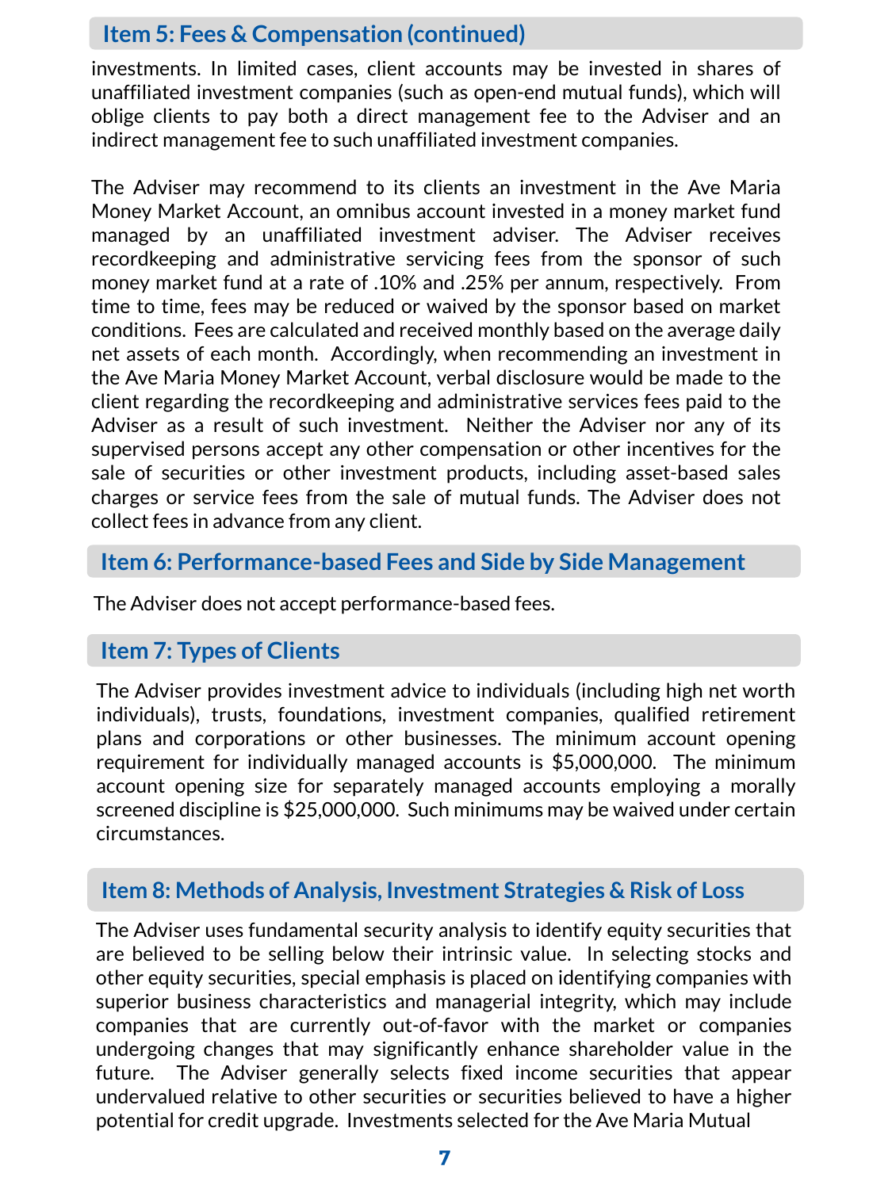## Item 5: Fees & Compensation (continued)

investments. In limited cases, client accounts may be invested in shares of unaffiliated investment companies (such as open-end mutual funds), which will oblige clients to pay both a direct management fee to the Adviser and an indirect management fee to such unaffiliated investment companies.

The Adviser may recommend to its clients an investment in the Ave Maria Money Market Account, an omnibus account invested in a money market fund managed by an unaffiliated investment adviser. The Adviser receives recordkeeping and administrative servicing fees from the sponsor of such money market fund at a rate of .10% and .25% per annum, respectively. From time to time, fees may be reduced or waived by the sponsor based on market conditions. Fees are calculated and received monthly based on the average daily net assets of each month. Accordingly, when recommending an investment in the Ave Maria Money Market Account, verbal disclosure would be made to the client regarding the recordkeeping and administrative services fees paid to the Adviser as a result of such investment. Neither the Adviser nor any of its supervised persons accept any other compensation or other incentives for the sale of securities or other investment products, including asset-based sales charges or service fees from the sale of mutual funds. The Adviser does not collect fees in advance from any client.

## Item 6: Performance-based Fees and Side by Side Management

The Adviser does not accept performance-based fees.

## Item 7: Types of Clients

The Adviser provides investment advice to individuals (including high net worth individuals), trusts, foundations, investment companies, qualified retirement plans and corporations or other businesses. The minimum account opening requirement for individually managed accounts is $5,000,000. The minimum account opening size for separately managed accounts employing a morally screened discipline is $25,000,000. Such minimums may be waived under certain circumstances.

## Item 8: Methods of Analysis, Investment Strategies & Risk of Loss

The Adviser uses fundamental security analysis to identify equity securities that are believed to be selling below their intrinsic value. In selecting stocks and other equity securities, special emphasis is placed on identifying companies with superior business characteristics and managerial integrity, which may include companies that are currently out-of-favor with the market or companies undergoing changes that may significantly enhance shareholder value in the future. The Adviser generally selects fixed income securities that appear undervalued relative to other securities or securities believed to have a higher potential for credit upgrade. Investments selected for the Ave Maria Mutual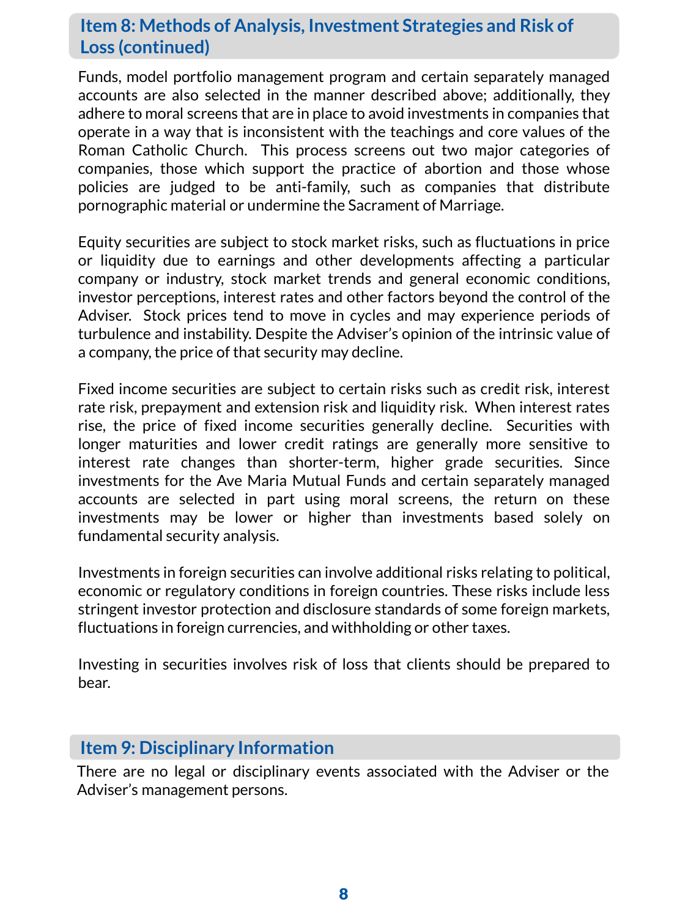## Item 8: Methods of Analysis, Investment Strategies and Risk of Loss (continued)

Funds, model portfolio management program and certain separately managed accounts are also selected in the manner described above; additionally, they adhere to moral screens that are in place to avoid investments in companies that operate in a way that is inconsistent with the teachings and core values of the Roman Catholic Church. This process screens out two major categories of companies, those which support the practice of abortion and those whose policies are judged to be anti-family, such as companies that distribute pornographic material or undermine the Sacrament of Marriage.

Equity securities are subject to stock market risks, such as fluctuations in price or liquidity due to earnings and other developments affecting a particular company or industry, stock market trends and general economic conditions, investor perceptions, interest rates and other factors beyond the control of the Adviser. Stock prices tend to move in cycles and may experience periods of turbulence and instability. Despite the Adviser's opinion of the intrinsic value of a company, the price of that security may decline.

Fixed income securities are subject to certain risks such as credit risk, interest rate risk, prepayment and extension risk and liquidity risk. When interest rates rise, the price of fixed income securities generally decline. Securities with longer maturities and lower credit ratings are generally more sensitive to interest rate changes than shorter-term, higher grade securities. Since investments for the Ave Maria Mutual Funds and certain separately managed accounts are selected in part using moral screens, the return on these investments may be lower or higher than investments based solely on fundamental security analysis.

Investments in foreign securities can involve additional risks relating to political, economic or regulatory conditions in foreign countries. These risks include less stringent investor protection and disclosure standards of some foreign markets, fluctuations in foreign currencies, and withholding or other taxes.

Investing in securities involves risk of loss that clients should be prepared to bear.

## Item 9: Disciplinary Information

There are no legal or disciplinary events associated with the Adviser or the Adviser's management persons.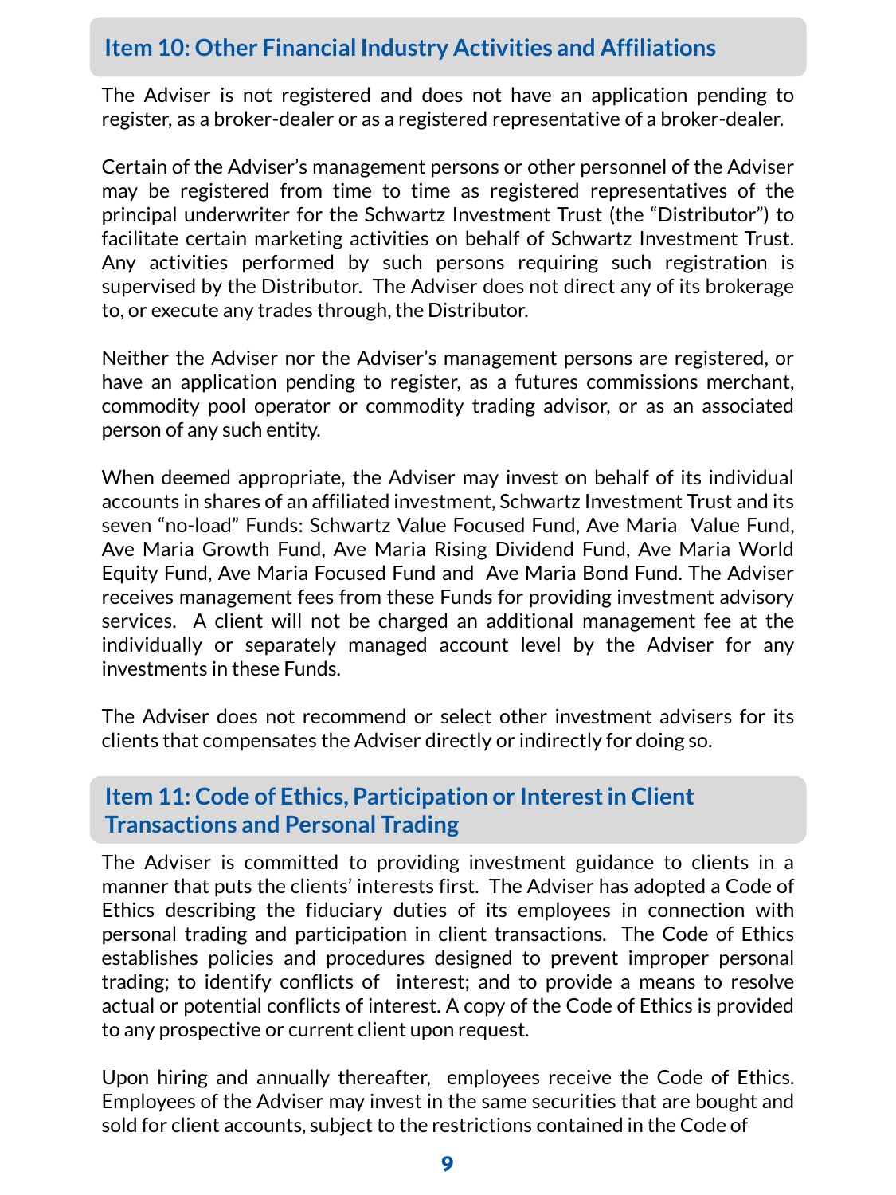## Item 10: Other Financial Industry Activities and Affiliations

The Adviser is not registered and does not have an application pending to register, as a broker-dealer or as a registered representative of a broker-dealer.

Certain of the Adviser's management persons or other personnel of the Adviser may be registered from time to time as registered representatives of the principal underwriter for the Schwartz Investment Trust (the "Distributor") to facilitate certain marketing activities on behalf of Schwartz Investment Trust. Any activities performed by such persons requiring such registration is supervised by the Distributor. The Adviser does not direct any of its brokerage to, or execute any trades through, the Distributor.

Neither the Adviser nor the Adviser's management persons are registered, or have an application pending to register, as a futures commissions merchant, commodity pool operator or commodity trading advisor, or as an associated person of any such entity.

When deemed appropriate, the Adviser may invest on behalf of its individual accounts in shares of an affiliated investment, Schwartz Investment Trust and its seven "no-load" Funds: Schwartz Value Focused Fund, Ave Maria Value Fund, Ave Maria Growth Fund, Ave Maria Rising Dividend Fund, Ave Maria World Equity Fund, Ave Maria Focused Fund and Ave Maria Bond Fund. The Adviser receives management fees from these Funds for providing investment advisory services. A client will not be charged an additional management fee at the individually or separately managed account level by the Adviser for any investments in these Funds.

The Adviser does not recommend or select other investment advisers for its clients that compensates the Adviser directly or indirectly for doing so.

## Item 11: Code of Ethics, Participation or Interest in Client Transactions and Personal Trading

The Adviser is committed to providing investment guidance to clients in a manner that puts the clients' interests first. The Adviser has adopted a Code of Ethics describing the fiduciary duties of its employees in connection with personal trading and participation in client transactions. The Code of Ethics establishes policies and procedures designed to prevent improper personal trading; to identify conflicts of interest; and to provide a means to resolve actual or potential conflicts of interest. A copy of the Code of Ethics is provided to any prospective or current client upon request.

Upon hiring and annually thereafter, employees receive the Code of Ethics. Employees of the Adviser may invest in the same securities that are bought and sold for client accounts, subject to the restrictions contained in the Code of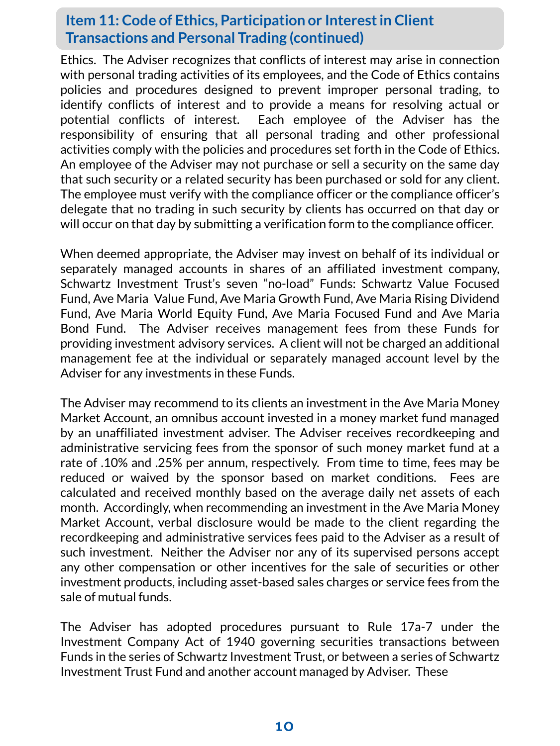## Item 11: Code of Ethics, Participation or Interest in Client Transactions and Personal Trading (continued)

Ethics. The Adviser recognizes that conflicts of interest may arise in connection with personal trading activities of its employees, and the Code of Ethics contains policies and procedures designed to prevent improper personal trading, to identify conflicts of interest and to provide a means for resolving actual or potential conflicts of interest. Each employee of the Adviser has the responsibility of ensuring that all personal trading and other professional activities comply with the policies and procedures set forth in the Code of Ethics. An employee of the Adviser may not purchase or sell a security on the same day that such security or a related security has been purchased or sold for any client. The employee must verify with the compliance officer or the compliance officer's delegate that no trading in such security by clients has occurred on that day or will occur on that day by submitting a verification form to the compliance officer.

When deemed appropriate, the Adviser may invest on behalf of its individual or separately managed accounts in shares of an affiliated investment company, Schwartz Investment Trust's seven "no-load" Funds: Schwartz Value Focused Fund, Ave Maria Value Fund, Ave Maria Growth Fund, Ave Maria Rising Dividend Fund, Ave Maria World Equity Fund, Ave Maria Focused Fund and Ave Maria Bond Fund. The Adviser receives management fees from these Funds for providing investment advisory services. A client will not be charged an additional management fee at the individual or separately managed account level by the Adviser for any investments in these Funds.

The Adviser may recommend to its clients an investment in the Ave Maria Money Market Account, an omnibus account invested in a money market fund managed by an unaffiliated investment adviser. The Adviser receives recordkeeping and administrative servicing fees from the sponsor of such money market fund at a rate of .10% and .25% per annum, respectively. From time to time, fees may be reduced or waived by the sponsor based on market conditions. Fees are calculated and received monthly based on the average daily net assets of each month. Accordingly, when recommending an investment in the Ave Maria Money Market Account, verbal disclosure would be made to the client regarding the recordkeeping and administrative services fees paid to the Adviser as a result of such investment. Neither the Adviser nor any of its supervised persons accept any other compensation or other incentives for the sale of securities or other investment products, including asset-based sales charges or service fees from the sale of mutual funds.

The Adviser has adopted procedures pursuant to Rule 17a-7 under the Investment Company Act of 1940 governing securities transactions between Funds in the series of Schwartz Investment Trust, or between a series of Schwartz Investment Trust Fund and another account managed by Adviser. These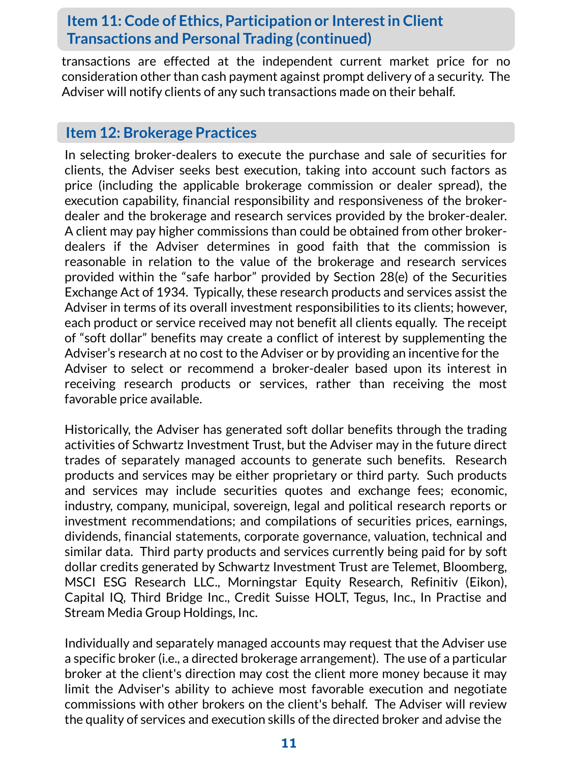## Item 11: Code of Ethics, Participation or Interest in Client Transactions and Personal Trading (continued)

transactions are effected at the independent current market price for no consideration other than cash payment against prompt delivery of a security. The Adviser will notify clients of any such transactions made on their behalf.

## Item 12: Brokerage Practices

In selecting broker-dealers to execute the purchase and sale of securities for clients, the Adviser seeks best execution, taking into account such factors as price (including the applicable brokerage commission or dealer spread), the execution capability, financial responsibility and responsiveness of the broker-dealer and the brokerage and research services provided by the broker-dealer. A client may pay higher commissions than could be obtained from other broker-dealers if the Adviser determines in good faith that the commission is reasonable in relation to the value of the brokerage and research services provided within the "safe harbor" provided by Section 28(e) of the Securities Exchange Act of 1934. Typically, these research products and services assist the Adviser in terms of its overall investment responsibilities to its clients; however, each product or service received may not benefit all clients equally. The receipt of "soft dollar" benefits may create a conflict of interest by supplementing the Adviser's research at no cost to the Adviser or by providing an incentive for the Adviser to select or recommend a broker-dealer based upon its interest in receiving research products or services, rather than receiving the most favorable price available.

Historically, the Adviser has generated soft dollar benefits through the trading activities of Schwartz Investment Trust, but the Adviser may in the future direct trades of separately managed accounts to generate such benefits. Research products and services may be either proprietary or third party. Such products and services may include securities quotes and exchange fees; economic, industry, company, municipal, sovereign, legal and political research reports or investment recommendations; and compilations of securities prices, earnings, dividends, financial statements, corporate governance, valuation, technical and similar data. Third party products and services currently being paid for by soft dollar credits generated by Schwartz Investment Trust are Telemet, Bloomberg, MSCI ESG Research LLC., Morningstar Equity Research, Refinitiv (Eikon), Capital IQ, Third Bridge Inc., Credit Suisse HOLT, Tegus, Inc., In Practise and Stream Media Group Holdings, Inc.

Individually and separately managed accounts may request that the Adviser use a specific broker (i.e., a directed brokerage arrangement). The use of a particular broker at the client's direction may cost the client more money because it may limit the Adviser's ability to achieve most favorable execution and negotiate commissions with other brokers on the client's behalf. The Adviser will review the quality of services and execution skills of the directed broker and advise the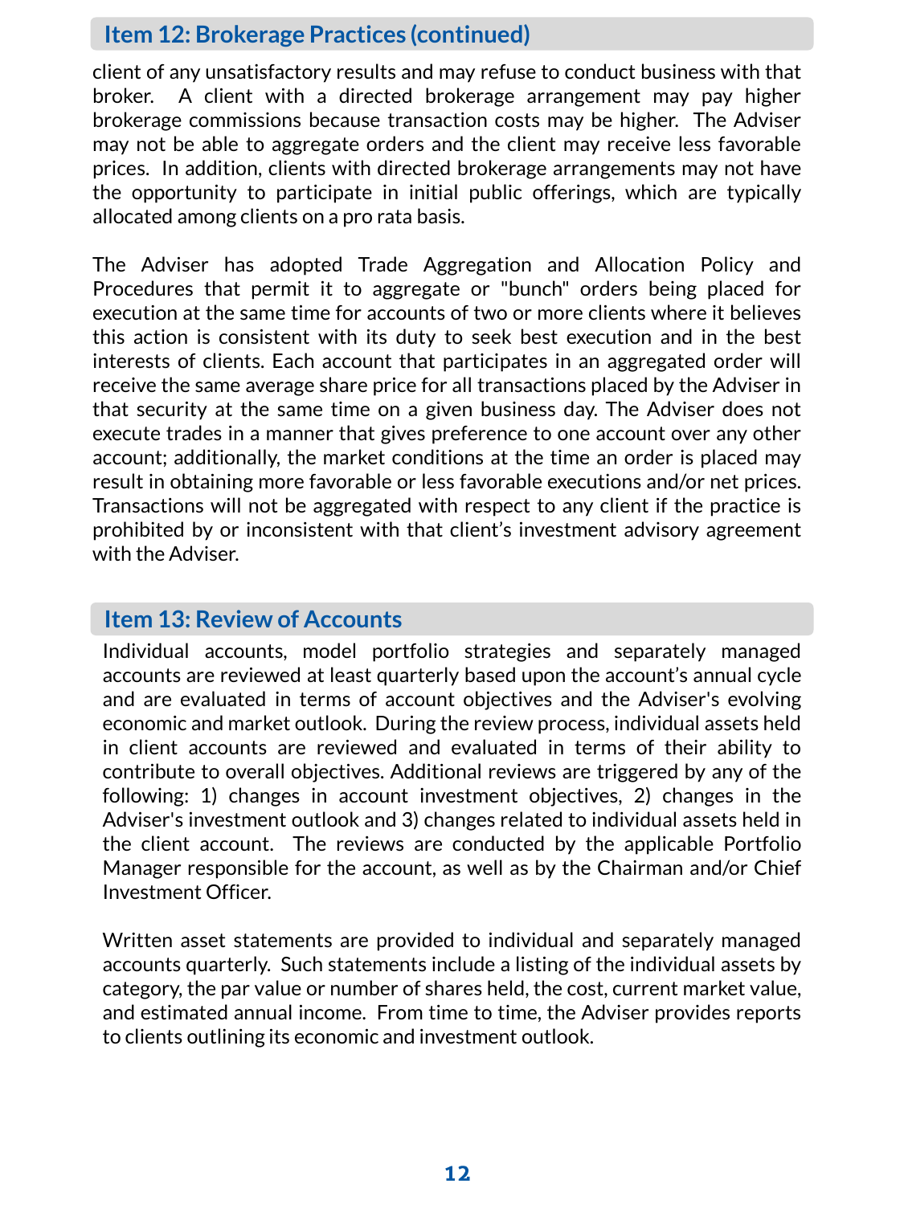## Item 12: Brokerage Practices (continued)

client of any unsatisfactory results and may refuse to conduct business with that broker.  A client with a directed brokerage arrangement may pay higher brokerage commissions because transaction costs may be higher.  The Adviser may not be able to aggregate orders and the client may receive less favorable prices.  In addition, clients with directed brokerage arrangements may not have the opportunity to participate in initial public offerings, which are typically allocated among clients on a pro rata basis.

The Adviser has adopted Trade Aggregation and Allocation Policy and Procedures that permit it to aggregate or "bunch" orders being placed for execution at the same time for accounts of two or more clients where it believes this action is consistent with its duty to seek best execution and in the best interests of clients. Each account that participates in an aggregated order will receive the same average share price for all transactions placed by the Adviser in that security at the same time on a given business day. The Adviser does not execute trades in a manner that gives preference to one account over any other account; additionally, the market conditions at the time an order is placed may result in obtaining more favorable or less favorable executions and/or net prices. Transactions will not be aggregated with respect to any client if the practice is prohibited by or inconsistent with that client's investment advisory agreement with the Adviser.

## Item 13: Review of Accounts

Individual accounts, model portfolio strategies and separately managed accounts are reviewed at least quarterly based upon the account's annual cycle and are evaluated in terms of account objectives and the Adviser's evolving economic and market outlook.  During the review process, individual assets held in client accounts are reviewed and evaluated in terms of their ability to contribute to overall objectives. Additional reviews are triggered by any of the following: 1) changes in account investment objectives, 2) changes in the Adviser's investment outlook and 3) changes related to individual assets held in the client account.  The reviews are conducted by the applicable Portfolio Manager responsible for the account, as well as by the Chairman and/or Chief Investment Officer.

Written asset statements are provided to individual and separately managed accounts quarterly.  Such statements include a listing of the individual assets by category, the par value or number of shares held, the cost, current market value, and estimated annual income.  From time to time, the Adviser provides reports to clients outlining its economic and investment outlook.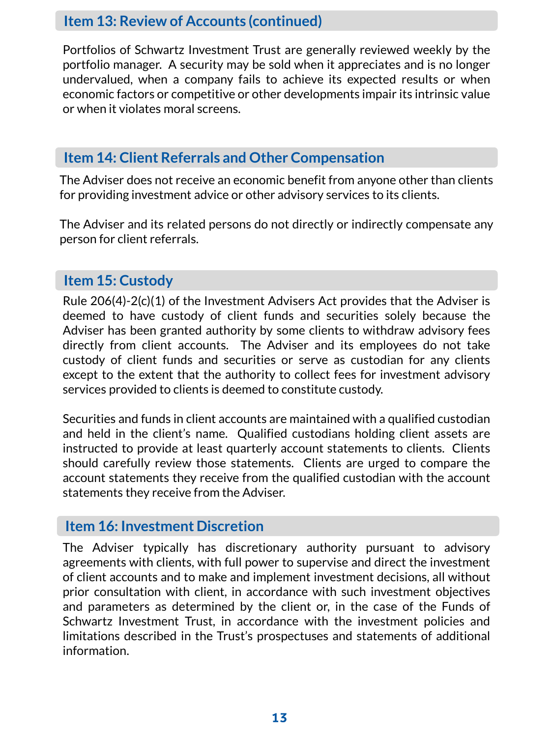## Item 13: Review of Accounts (continued)

Portfolios of Schwartz Investment Trust are generally reviewed weekly by the portfolio manager. A security may be sold when it appreciates and is no longer undervalued, when a company fails to achieve its expected results or when economic factors or competitive or other developments impair its intrinsic value or when it violates moral screens.

## Item 14: Client Referrals and Other Compensation

The Adviser does not receive an economic benefit from anyone other than clients for providing investment advice or other advisory services to its clients.

The Adviser and its related persons do not directly or indirectly compensate any person for client referrals.

## Item 15: Custody

Rule 206(4)-2(c)(1) of the Investment Advisers Act provides that the Adviser is deemed to have custody of client funds and securities solely because the Adviser has been granted authority by some clients to withdraw advisory fees directly from client accounts. The Adviser and its employees do not take custody of client funds and securities or serve as custodian for any clients except to the extent that the authority to collect fees for investment advisory services provided to clients is deemed to constitute custody.

Securities and funds in client accounts are maintained with a qualified custodian and held in the client's name. Qualified custodians holding client assets are instructed to provide at least quarterly account statements to clients. Clients should carefully review those statements. Clients are urged to compare the account statements they receive from the qualified custodian with the account statements they receive from the Adviser.

## Item 16: Investment Discretion

The Adviser typically has discretionary authority pursuant to advisory agreements with clients, with full power to supervise and direct the investment of client accounts and to make and implement investment decisions, all without prior consultation with client, in accordance with such investment objectives and parameters as determined by the client or, in the case of the Funds of Schwartz Investment Trust, in accordance with the investment policies and limitations described in the Trust's prospectuses and statements of additional information.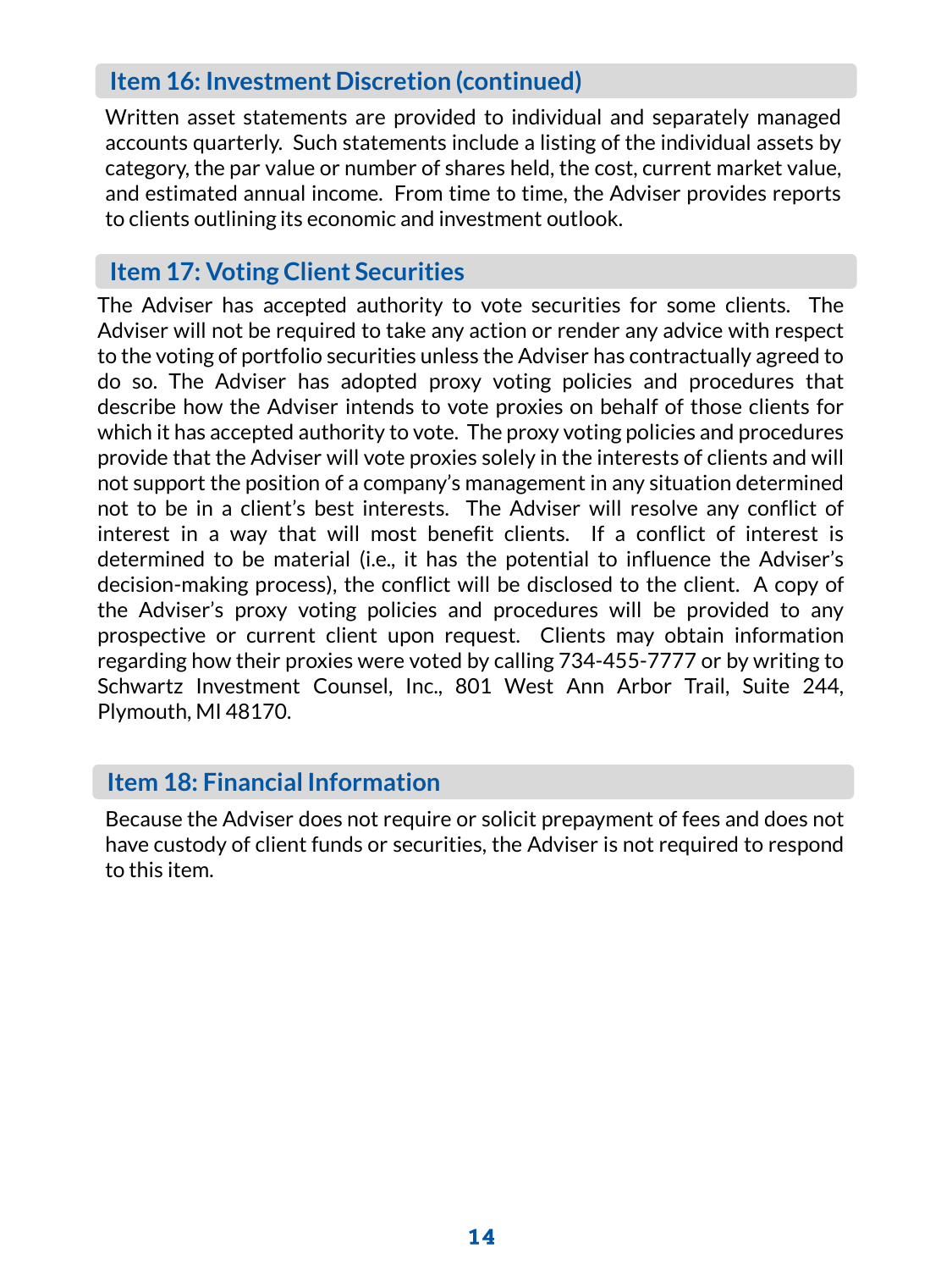## Item 16: Investment Discretion (continued)

Written asset statements are provided to individual and separately managed accounts quarterly. Such statements include a listing of the individual assets by category, the par value or number of shares held, the cost, current market value, and estimated annual income. From time to time, the Adviser provides reports to clients outlining its economic and investment outlook.

## Item 17: Voting Client Securities

The Adviser has accepted authority to vote securities for some clients. The Adviser will not be required to take any action or render any advice with respect to the voting of portfolio securities unless the Adviser has contractually agreed to do so. The Adviser has adopted proxy voting policies and procedures that describe how the Adviser intends to vote proxies on behalf of those clients for which it has accepted authority to vote. The proxy voting policies and procedures provide that the Adviser will vote proxies solely in the interests of clients and will not support the position of a company's management in any situation determined not to be in a client's best interests. The Adviser will resolve any conflict of interest in a way that will most benefit clients. If a conflict of interest is determined to be material (i.e., it has the potential to influence the Adviser's decision-making process), the conflict will be disclosed to the client. A copy of the Adviser's proxy voting policies and procedures will be provided to any prospective or current client upon request. Clients may obtain information regarding how their proxies were voted by calling 734-455-7777 or by writing to Schwartz Investment Counsel, Inc., 801 West Ann Arbor Trail, Suite 244, Plymouth, MI 48170.

## Item 18: Financial Information

Because the Adviser does not require or solicit prepayment of fees and does not have custody of client funds or securities, the Adviser is not required to respond to this item.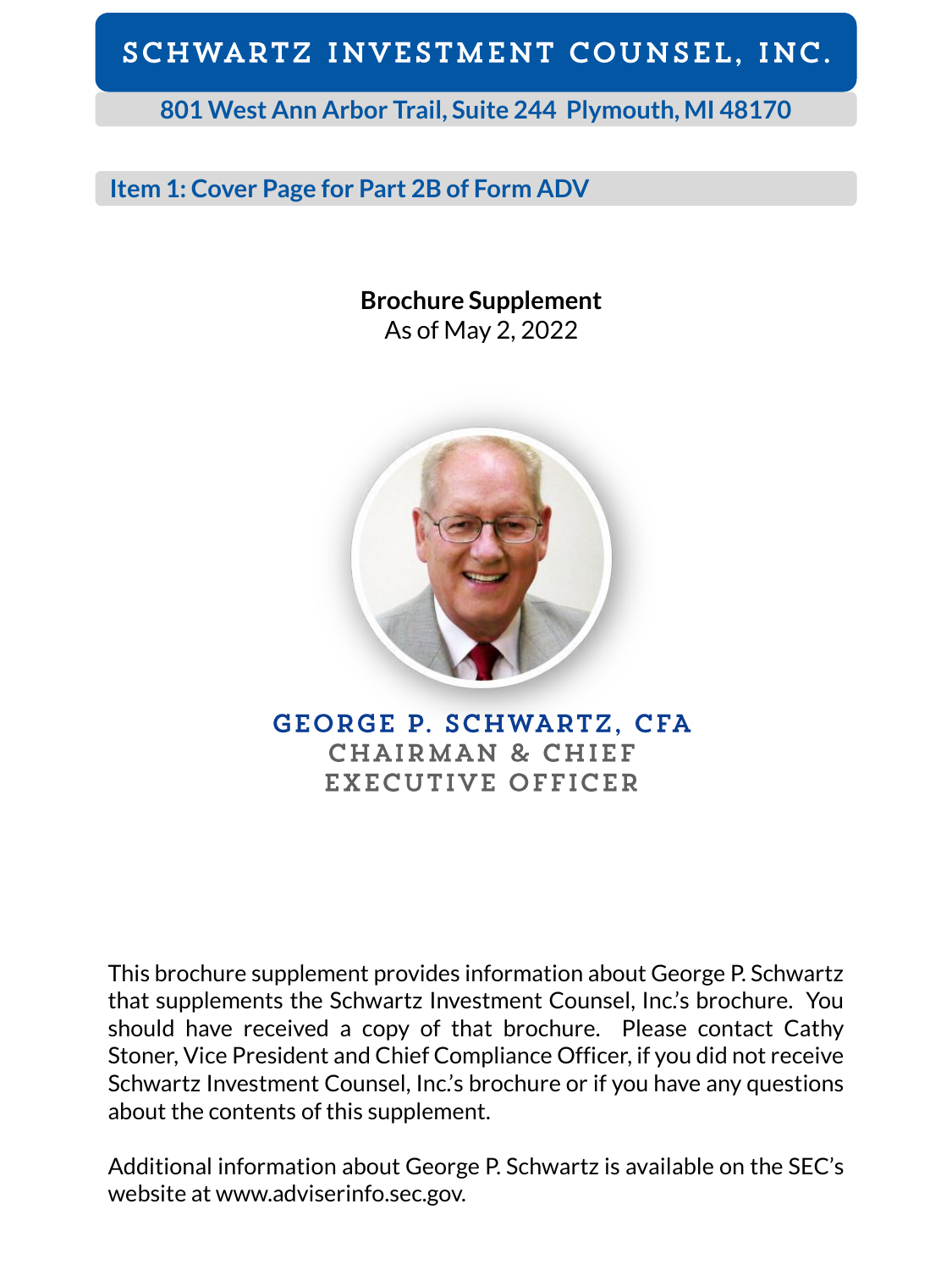# SCHWARTZ INVESTMENT COUNSEL, INC.

**801 West Ann Arbor Trail, Suite 244 Plymouth, MI 48170**

## Item 1: Cover Page for Part 2B of Form ADV

**Brochure Supplement**
As of May 2, 2022

**GEORGE P. SCHWARTZ, CFA**
CHAIRMAN & CHIEF EXECUTIVE OFFICER

This brochure supplement provides information about George P. Schwartz that supplements the Schwartz Investment Counsel, Inc.'s brochure. You should have received a copy of that brochure. Please contact Cathy Stoner, Vice President and Chief Compliance Officer, if you did not receive Schwartz Investment Counsel, Inc.'s brochure or if you have any questions about the contents of this supplement.

Additional information about George P. Schwartz is available on the SEC's website at www.adviserinfo.sec.gov.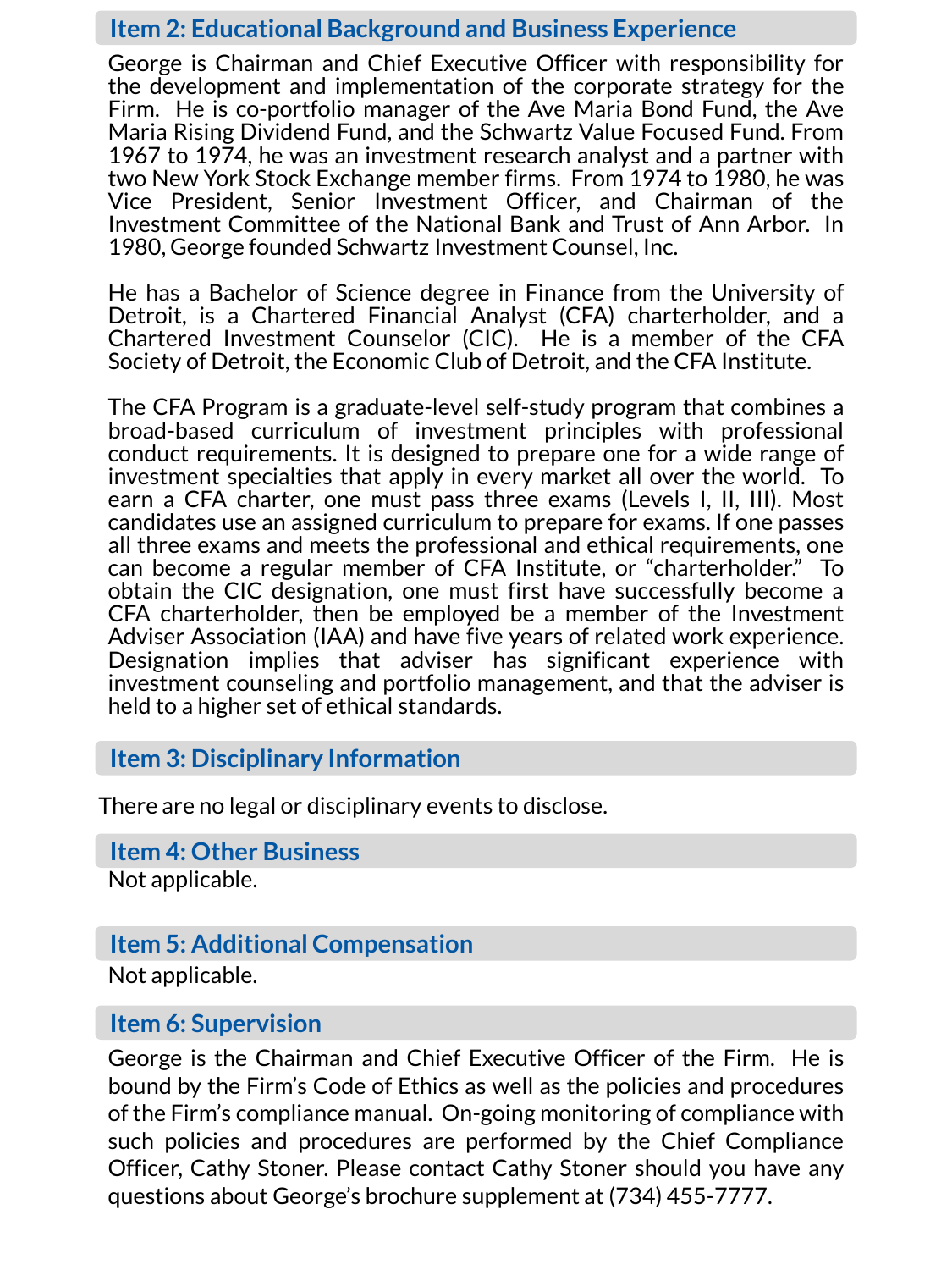## Item 2: Educational Background and Business Experience

George is Chairman and Chief Executive Officer with responsibility for the development and implementation of the corporate strategy for the Firm. He is co-portfolio manager of the Ave Maria Bond Fund, the Ave Maria Rising Dividend Fund, and the Schwartz Value Focused Fund. From 1967 to 1974, he was an investment research analyst and a partner with two New York Stock Exchange member firms. From 1974 to 1980, he was Vice President, Senior Investment Officer, and Chairman of the Investment Committee of the National Bank and Trust of Ann Arbor. In 1980, George founded Schwartz Investment Counsel, Inc.

He has a Bachelor of Science degree in Finance from the University of Detroit, is a Chartered Financial Analyst (CFA) charterholder, and a Chartered Investment Counselor (CIC). He is a member of the CFA Society of Detroit, the Economic Club of Detroit, and the CFA Institute.

The CFA Program is a graduate-level self-study program that combines a broad-based curriculum of investment principles with professional conduct requirements. It is designed to prepare one for a wide range of investment specialties that apply in every market all over the world. To earn a CFA charter, one must pass three exams (Levels I, II, III). Most candidates use an assigned curriculum to prepare for exams. If one passes all three exams and meets the professional and ethical requirements, one can become a regular member of CFA Institute, or "charterholder." To obtain the CIC designation, one must first have successfully become a CFA charterholder, then be employed be a member of the Investment Adviser Association (IAA) and have five years of related work experience. Designation implies that adviser has significant experience with investment counseling and portfolio management, and that the adviser is held to a higher set of ethical standards.

## Item 3: Disciplinary Information

There are no legal or disciplinary events to disclose.

## Item 4: Other Business

Not applicable.

## Item 5: Additional Compensation

Not applicable.

## Item 6: Supervision

George is the Chairman and Chief Executive Officer of the Firm. He is bound by the Firm's Code of Ethics as well as the policies and procedures of the Firm's compliance manual. On-going monitoring of compliance with such policies and procedures are performed by the Chief Compliance Officer, Cathy Stoner. Please contact Cathy Stoner should you have any questions about George's brochure supplement at (734) 455-7777.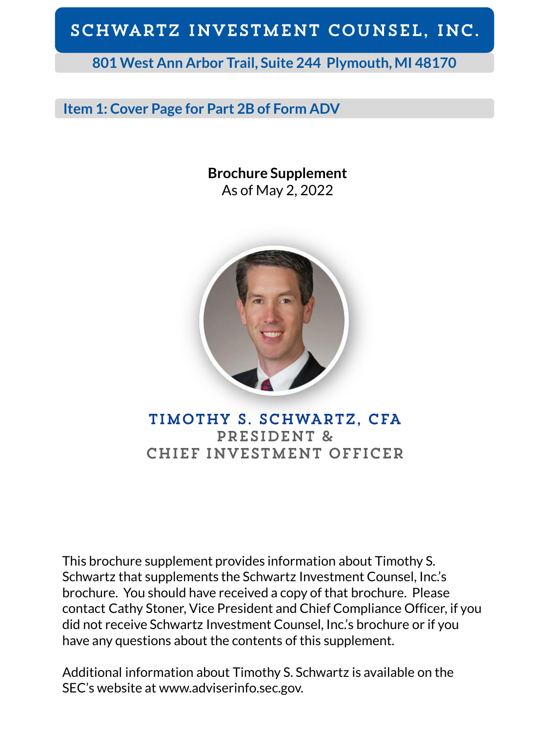# SCHWARTZ INVESTMENT COUNSEL, INC.

**801 West Ann Arbor Trail, Suite 244 Plymouth, MI 48170**

## Item 1: Cover Page for Part 2B of Form ADV

**Brochure Supplement**
As of May 2, 2022

## TIMOTHY S. SCHWARTZ, CFA
### PRESIDENT & CHIEF INVESTMENT OFFICER

This brochure supplement provides information about Timothy S. Schwartz that supplements the Schwartz Investment Counsel, Inc.'s brochure. You should have received a copy of that brochure. Please contact Cathy Stoner, Vice President and Chief Compliance Officer, if you did not receive Schwartz Investment Counsel, Inc.'s brochure or if you have any questions about the contents of this supplement.

Additional information about Timothy S. Schwartz is available on the SEC's website at www.adviserinfo.sec.gov.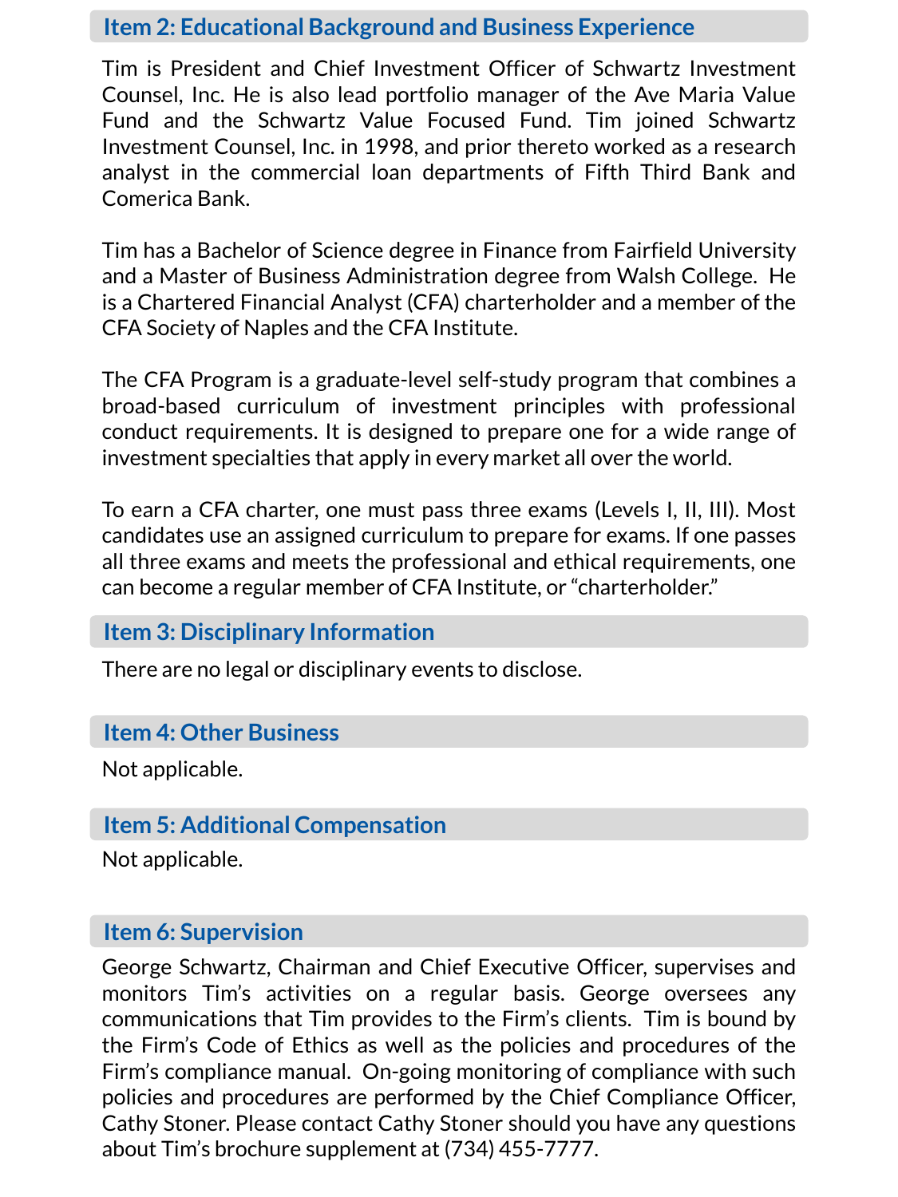## Item 2: Educational Background and Business Experience

Tim is President and Chief Investment Officer of Schwartz Investment Counsel, Inc. He is also lead portfolio manager of the Ave Maria Value Fund and the Schwartz Value Focused Fund. Tim joined Schwartz Investment Counsel, Inc. in 1998, and prior thereto worked as a research analyst in the commercial loan departments of Fifth Third Bank and Comerica Bank.

Tim has a Bachelor of Science degree in Finance from Fairfield University and a Master of Business Administration degree from Walsh College. He is a Chartered Financial Analyst (CFA) charterholder and a member of the CFA Society of Naples and the CFA Institute.

The CFA Program is a graduate-level self-study program that combines a broad-based curriculum of investment principles with professional conduct requirements. It is designed to prepare one for a wide range of investment specialties that apply in every market all over the world.

To earn a CFA charter, one must pass three exams (Levels I, II, III). Most candidates use an assigned curriculum to prepare for exams. If one passes all three exams and meets the professional and ethical requirements, one can become a regular member of CFA Institute, or "charterholder."

## Item 3: Disciplinary Information

There are no legal or disciplinary events to disclose.

## Item 4: Other Business

Not applicable.

## Item 5: Additional Compensation

Not applicable.

## Item 6: Supervision

George Schwartz, Chairman and Chief Executive Officer, supervises and monitors Tim's activities on a regular basis. George oversees any communications that Tim provides to the Firm's clients. Tim is bound by the Firm's Code of Ethics as well as the policies and procedures of the Firm's compliance manual. On-going monitoring of compliance with such policies and procedures are performed by the Chief Compliance Officer, Cathy Stoner. Please contact Cathy Stoner should you have any questions about Tim's brochure supplement at (734) 455-7777.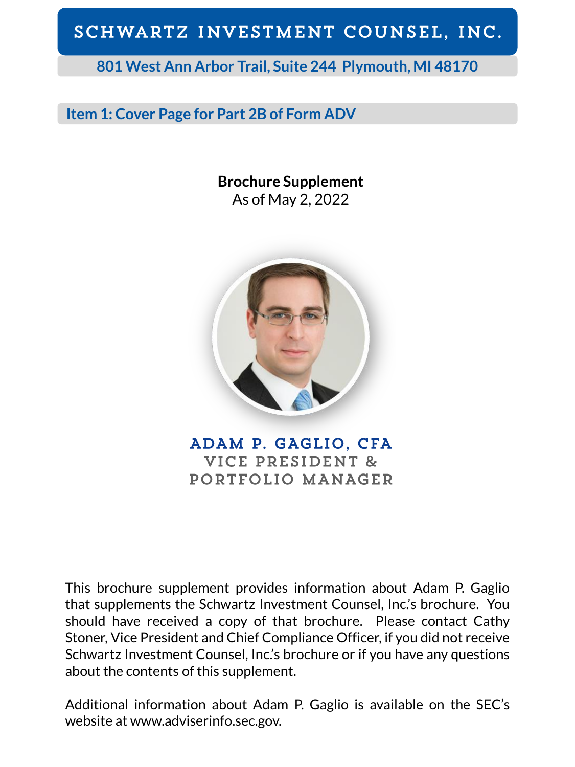# SCHWARTZ INVESTMENT COUNSEL, INC.

**801 West Ann Arbor Trail, Suite 244 Plymouth, MI 48170**

## Item 1: Cover Page for Part 2B of Form ADV

**Brochure Supplement**
As of May 2, 2022

**ADAM P. GAGLIO, CFA**
VICE PRESIDENT & PORTFOLIO MANAGER

This brochure supplement provides information about Adam P. Gaglio that supplements the Schwartz Investment Counsel, Inc.'s brochure. You should have received a copy of that brochure. Please contact Cathy Stoner, Vice President and Chief Compliance Officer, if you did not receive Schwartz Investment Counsel, Inc.'s brochure or if you have any questions about the contents of this supplement.

Additional information about Adam P. Gaglio is available on the SEC's website at www.adviserinfo.sec.gov.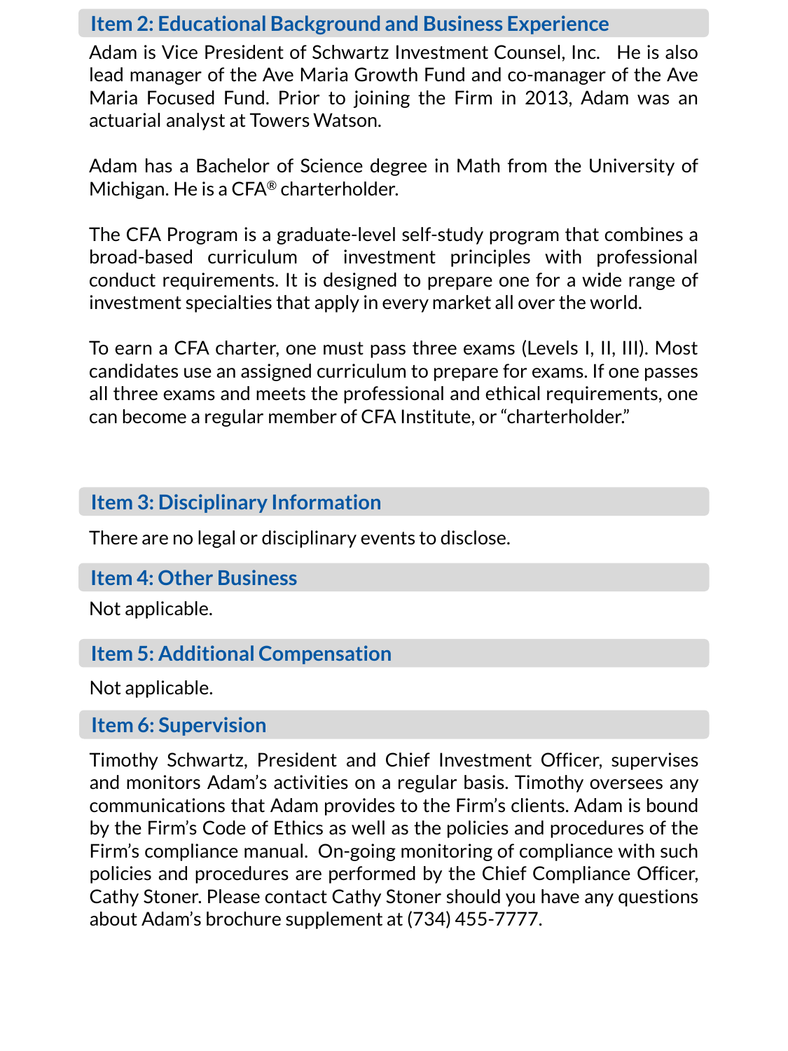## Item 2: Educational Background and Business Experience

Adam is Vice President of Schwartz Investment Counsel, Inc. He is also lead manager of the Ave Maria Growth Fund and co-manager of the Ave Maria Focused Fund. Prior to joining the Firm in 2013, Adam was an actuarial analyst at Towers Watson.

Adam has a Bachelor of Science degree in Math from the University of Michigan. He is a CFA® charterholder.

The CFA Program is a graduate-level self-study program that combines a broad-based curriculum of investment principles with professional conduct requirements. It is designed to prepare one for a wide range of investment specialties that apply in every market all over the world.

To earn a CFA charter, one must pass three exams (Levels I, II, III). Most candidates use an assigned curriculum to prepare for exams. If one passes all three exams and meets the professional and ethical requirements, one can become a regular member of CFA Institute, or "charterholder."

## Item 3: Disciplinary Information

There are no legal or disciplinary events to disclose.

## Item 4: Other Business

Not applicable.

## Item 5: Additional Compensation

Not applicable.

## Item 6: Supervision

Timothy Schwartz, President and Chief Investment Officer, supervises and monitors Adam's activities on a regular basis. Timothy oversees any communications that Adam provides to the Firm's clients. Adam is bound by the Firm's Code of Ethics as well as the policies and procedures of the Firm's compliance manual. On-going monitoring of compliance with such policies and procedures are performed by the Chief Compliance Officer, Cathy Stoner. Please contact Cathy Stoner should you have any questions about Adam's brochure supplement at (734) 455-7777.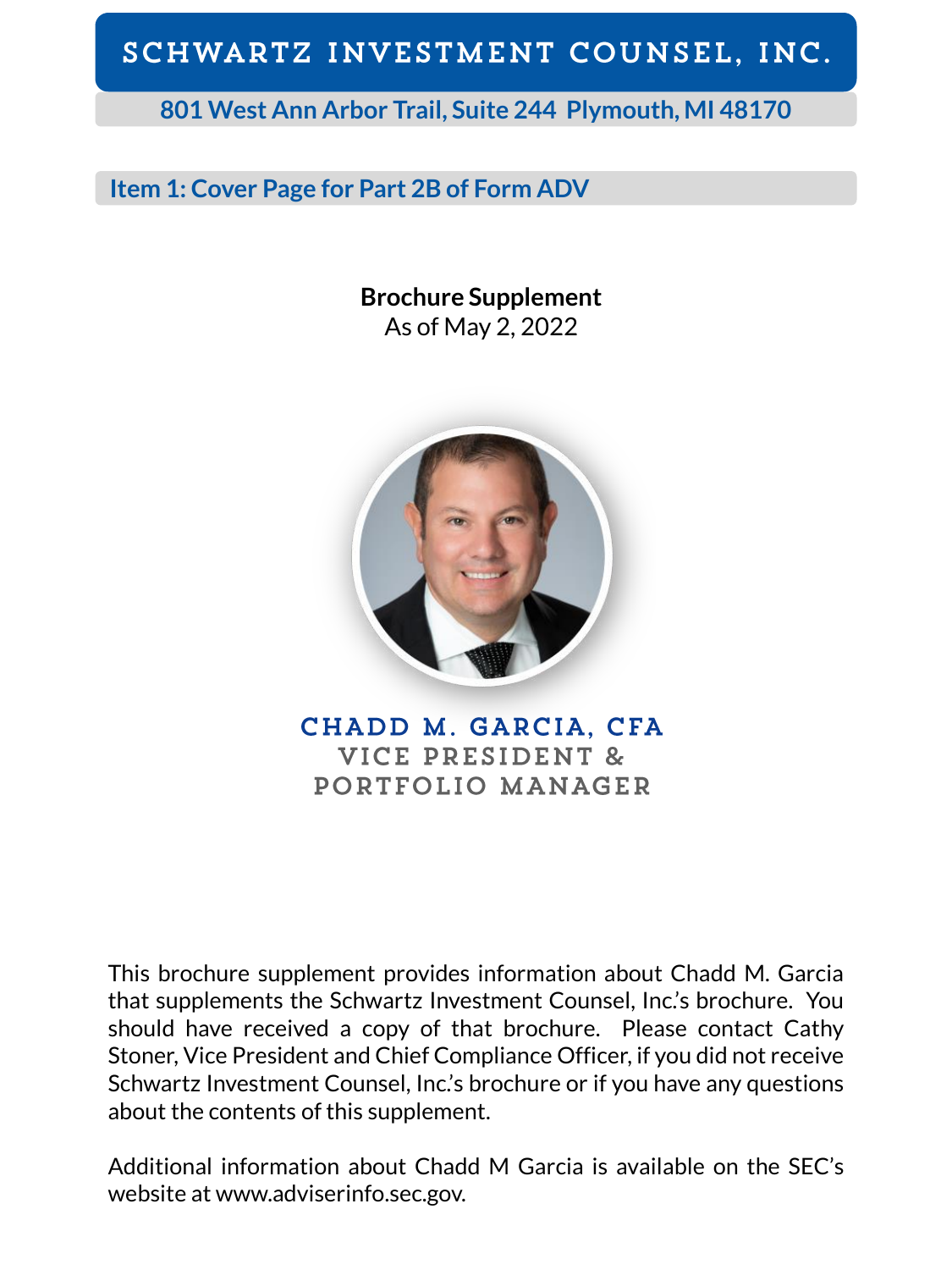# SCHWARTZ INVESTMENT COUNSEL, INC.

**801 West Ann Arbor Trail, Suite 244 Plymouth, MI 48170**

## Item 1: Cover Page for Part 2B of Form ADV

**Brochure Supplement**
As of May 2, 2022

### CHADD M. GARCIA, CFA
VICE PRESIDENT &
PORTFOLIO MANAGER

This brochure supplement provides information about Chadd M. Garcia that supplements the Schwartz Investment Counsel, Inc.'s brochure. You should have received a copy of that brochure. Please contact Cathy Stoner, Vice President and Chief Compliance Officer, if you did not receive Schwartz Investment Counsel, Inc.'s brochure or if you have any questions about the contents of this supplement.

Additional information about Chadd M Garcia is available on the SEC's website at www.adviserinfo.sec.gov.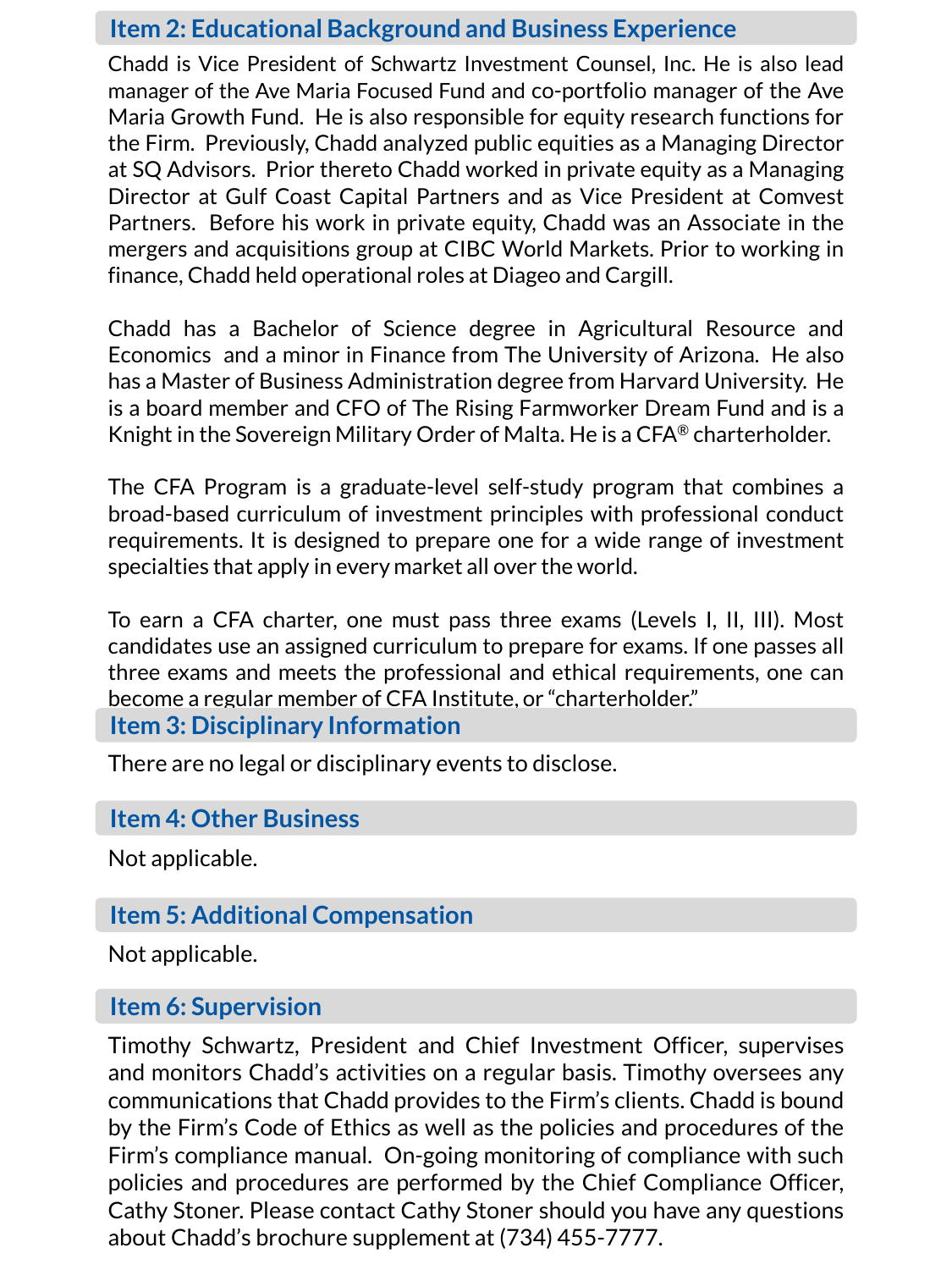## Item 2: Educational Background and Business Experience

Chadd is Vice President of Schwartz Investment Counsel, Inc. He is also lead manager of the Ave Maria Focused Fund and co-portfolio manager of the Ave Maria Growth Fund. He is also responsible for equity research functions for the Firm. Previously, Chadd analyzed public equities as a Managing Director at SQ Advisors. Prior thereto Chadd worked in private equity as a Managing Director at Gulf Coast Capital Partners and as Vice President at Comvest Partners. Before his work in private equity, Chadd was an Associate in the mergers and acquisitions group at CIBC World Markets. Prior to working in finance, Chadd held operational roles at Diageo and Cargill.

Chadd has a Bachelor of Science degree in Agricultural Resource and Economics and a minor in Finance from The University of Arizona. He also has a Master of Business Administration degree from Harvard University. He is a board member and CFO of The Rising Farmworker Dream Fund and is a Knight in the Sovereign Military Order of Malta. He is a CFA® charterholder.

The CFA Program is a graduate-level self-study program that combines a broad-based curriculum of investment principles with professional conduct requirements. It is designed to prepare one for a wide range of investment specialties that apply in every market all over the world.

To earn a CFA charter, one must pass three exams (Levels I, II, III). Most candidates use an assigned curriculum to prepare for exams. If one passes all three exams and meets the professional and ethical requirements, one can become a regular member of CFA Institute, or "charterholder."

## Item 3: Disciplinary Information

There are no legal or disciplinary events to disclose.

## Item 4: Other Business

Not applicable.

## Item 5: Additional Compensation

Not applicable.

## Item 6: Supervision

Timothy Schwartz, President and Chief Investment Officer, supervises and monitors Chadd's activities on a regular basis. Timothy oversees any communications that Chadd provides to the Firm's clients. Chadd is bound by the Firm's Code of Ethics as well as the policies and procedures of the Firm's compliance manual. On-going monitoring of compliance with such policies and procedures are performed by the Chief Compliance Officer, Cathy Stoner. Please contact Cathy Stoner should you have any questions about Chadd's brochure supplement at (734) 455-7777.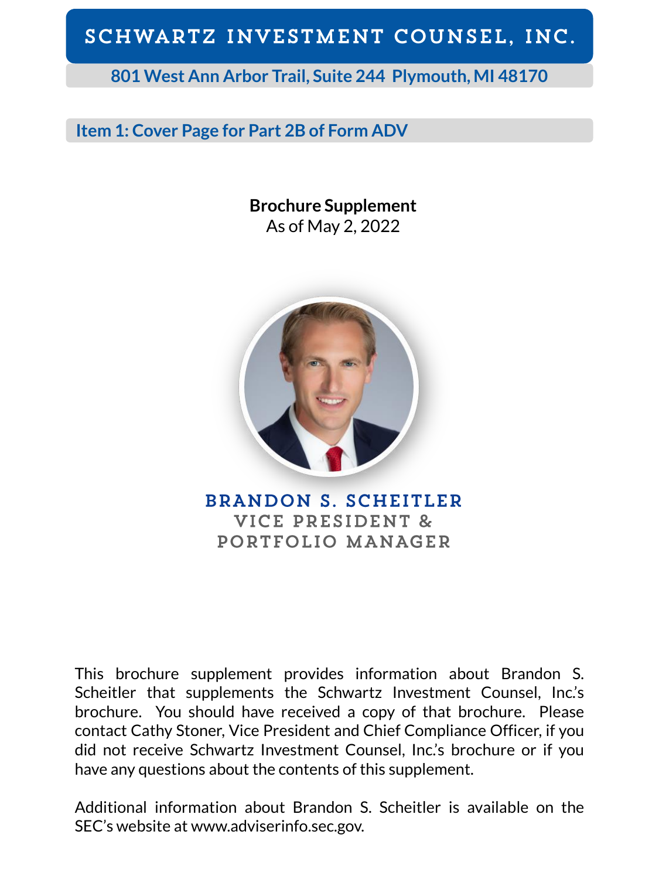# SCHWARTZ INVESTMENT COUNSEL, INC.

801 West Ann Arbor Trail, Suite 244 Plymouth, MI 48170

## Item 1: Cover Page for Part 2B of Form ADV

**Brochure Supplement**
As of May 2, 2022

**BRANDON S. SCHEITLER**
VICE PRESIDENT &
PORTFOLIO MANAGER

This brochure supplement provides information about Brandon S. Scheitler that supplements the Schwartz Investment Counsel, Inc.'s brochure. You should have received a copy of that brochure. Please contact Cathy Stoner, Vice President and Chief Compliance Officer, if you did not receive Schwartz Investment Counsel, Inc.'s brochure or if you have any questions about the contents of this supplement.

Additional information about Brandon S. Scheitler is available on the SEC's website at www.adviserinfo.sec.gov.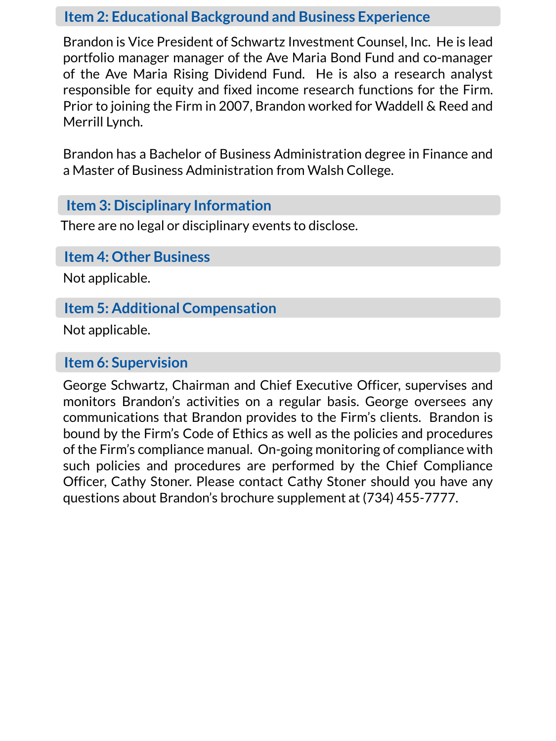## Item 2: Educational Background and Business Experience

Brandon is Vice President of Schwartz Investment Counsel, Inc. He is lead portfolio manager manager of the Ave Maria Bond Fund and co-manager of the Ave Maria Rising Dividend Fund. He is also a research analyst responsible for equity and fixed income research functions for the Firm. Prior to joining the Firm in 2007, Brandon worked for Waddell & Reed and Merrill Lynch.

Brandon has a Bachelor of Business Administration degree in Finance and a Master of Business Administration from Walsh College.

## Item 3: Disciplinary Information

There are no legal or disciplinary events to disclose.

## Item 4: Other Business

Not applicable.

## Item 5: Additional Compensation

Not applicable.

## Item 6: Supervision

George Schwartz, Chairman and Chief Executive Officer, supervises and monitors Brandon's activities on a regular basis. George oversees any communications that Brandon provides to the Firm's clients. Brandon is bound by the Firm's Code of Ethics as well as the policies and procedures of the Firm's compliance manual. On-going monitoring of compliance with such policies and procedures are performed by the Chief Compliance Officer, Cathy Stoner. Please contact Cathy Stoner should you have any questions about Brandon's brochure supplement at (734) 455-7777.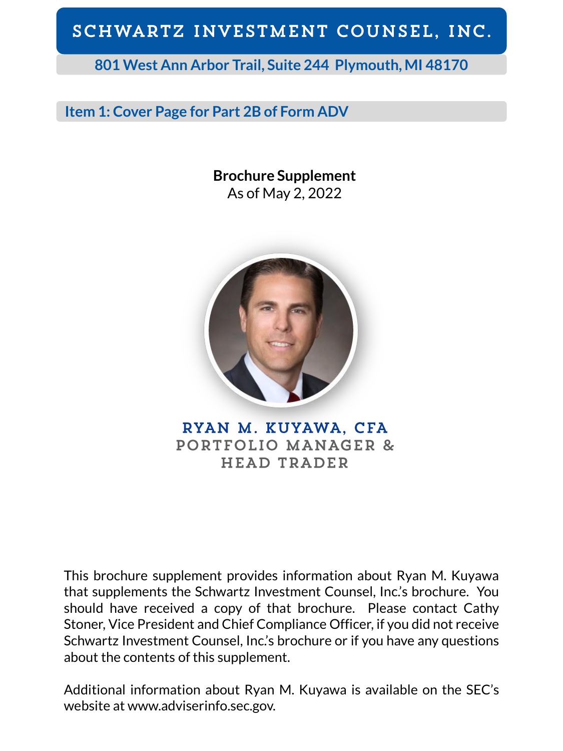# SCHWARTZ INVESTMENT COUNSEL, INC.

**801 West Ann Arbor Trail, Suite 244 Plymouth, MI 48170**

## Item 1: Cover Page for Part 2B of Form ADV

**Brochure Supplement**
As of May 2, 2022

**RYAN M. KUYAWA, CFA**
PORTFOLIO MANAGER &
HEAD TRADER

This brochure supplement provides information about Ryan M. Kuyawa that supplements the Schwartz Investment Counsel, Inc.'s brochure. You should have received a copy of that brochure. Please contact Cathy Stoner, Vice President and Chief Compliance Officer, if you did not receive Schwartz Investment Counsel, Inc.'s brochure or if you have any questions about the contents of this supplement.

Additional information about Ryan M. Kuyawa is available on the SEC's website at www.adviserinfo.sec.gov.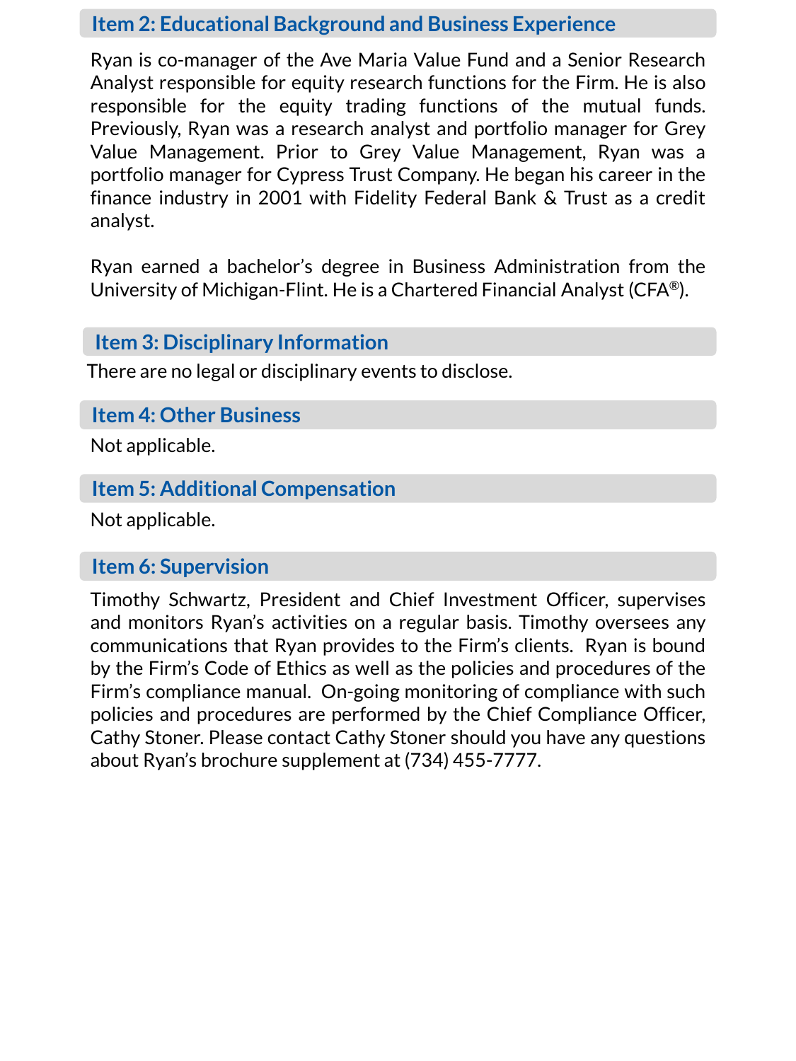## Item 2: Educational Background and Business Experience

Ryan is co-manager of the Ave Maria Value Fund and a Senior Research Analyst responsible for equity research functions for the Firm. He is also responsible for the equity trading functions of the mutual funds. Previously, Ryan was a research analyst and portfolio manager for Grey Value Management. Prior to Grey Value Management, Ryan was a portfolio manager for Cypress Trust Company. He began his career in the finance industry in 2001 with Fidelity Federal Bank & Trust as a credit analyst.

Ryan earned a bachelor's degree in Business Administration from the University of Michigan-Flint. He is a Chartered Financial Analyst (CFA®).

## Item 3: Disciplinary Information

There are no legal or disciplinary events to disclose.

## Item 4: Other Business

Not applicable.

## Item 5: Additional Compensation

Not applicable.

## Item 6: Supervision

Timothy Schwartz, President and Chief Investment Officer, supervises and monitors Ryan's activities on a regular basis. Timothy oversees any communications that Ryan provides to the Firm's clients. Ryan is bound by the Firm's Code of Ethics as well as the policies and procedures of the Firm's compliance manual. On-going monitoring of compliance with such policies and procedures are performed by the Chief Compliance Officer, Cathy Stoner. Please contact Cathy Stoner should you have any questions about Ryan's brochure supplement at (734) 455-7777.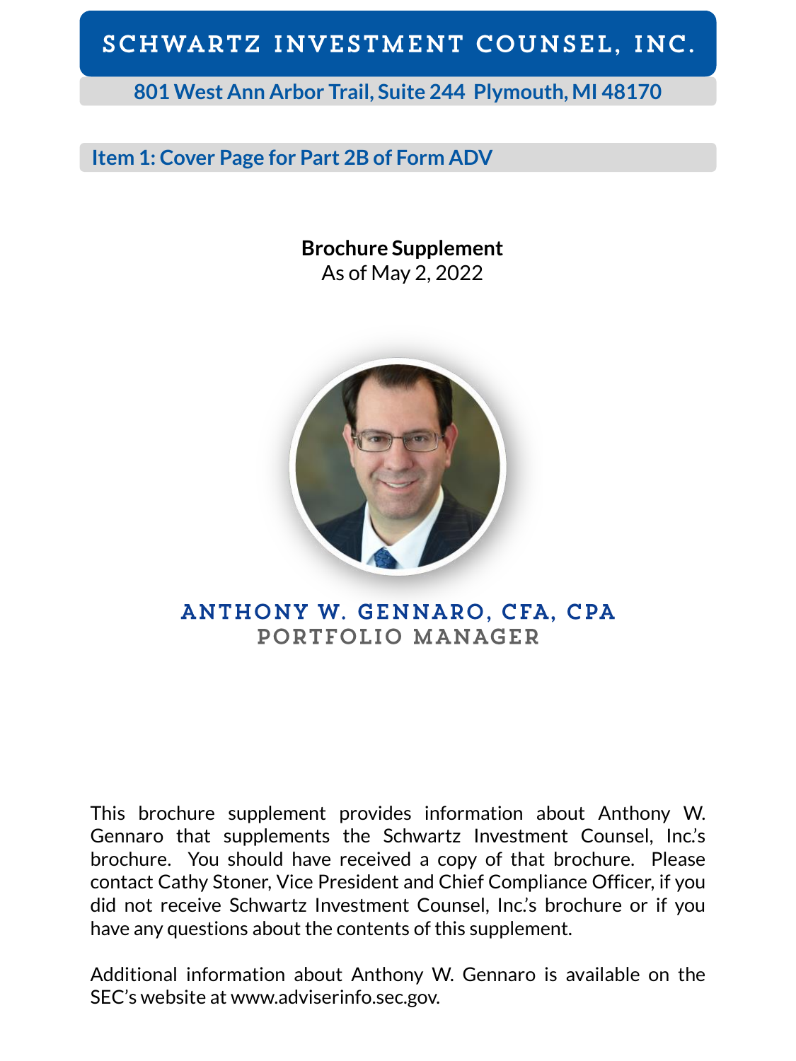# SCHWARTZ INVESTMENT COUNSEL, INC.

**801 West Ann Arbor Trail, Suite 244 Plymouth, MI 48170**

## Item 1: Cover Page for Part 2B of Form ADV

**Brochure Supplement**
As of May 2, 2022

### ANTHONY W. GENNARO, CFA, CPA
### PORTFOLIO MANAGER

This brochure supplement provides information about Anthony W. Gennaro that supplements the Schwartz Investment Counsel, Inc.'s brochure. You should have received a copy of that brochure. Please contact Cathy Stoner, Vice President and Chief Compliance Officer, if you did not receive Schwartz Investment Counsel, Inc.'s brochure or if you have any questions about the contents of this supplement.

Additional information about Anthony W. Gennaro is available on the SEC's website at www.adviserinfo.sec.gov.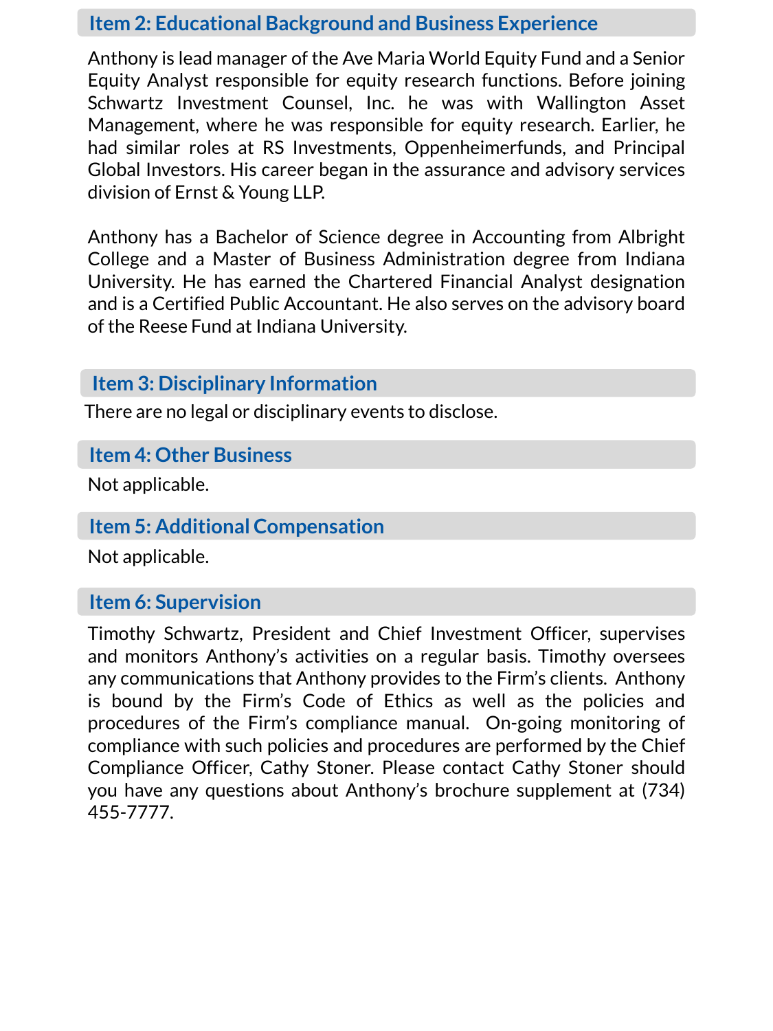## Item 2: Educational Background and Business Experience

Anthony is lead manager of the Ave Maria World Equity Fund and a Senior Equity Analyst responsible for equity research functions. Before joining Schwartz Investment Counsel, Inc. he was with Wallington Asset Management, where he was responsible for equity research. Earlier, he had similar roles at RS Investments, Oppenheimerfunds, and Principal Global Investors. His career began in the assurance and advisory services division of Ernst & Young LLP.

Anthony has a Bachelor of Science degree in Accounting from Albright College and a Master of Business Administration degree from Indiana University. He has earned the Chartered Financial Analyst designation and is a Certified Public Accountant. He also serves on the advisory board of the Reese Fund at Indiana University.

## Item 3: Disciplinary Information

There are no legal or disciplinary events to disclose.

## Item 4: Other Business

Not applicable.

## Item 5: Additional Compensation

Not applicable.

## Item 6: Supervision

Timothy Schwartz, President and Chief Investment Officer, supervises and monitors Anthony's activities on a regular basis. Timothy oversees any communications that Anthony provides to the Firm's clients. Anthony is bound by the Firm's Code of Ethics as well as the policies and procedures of the Firm's compliance manual. On-going monitoring of compliance with such policies and procedures are performed by the Chief Compliance Officer, Cathy Stoner. Please contact Cathy Stoner should you have any questions about Anthony's brochure supplement at (734) 455-7777.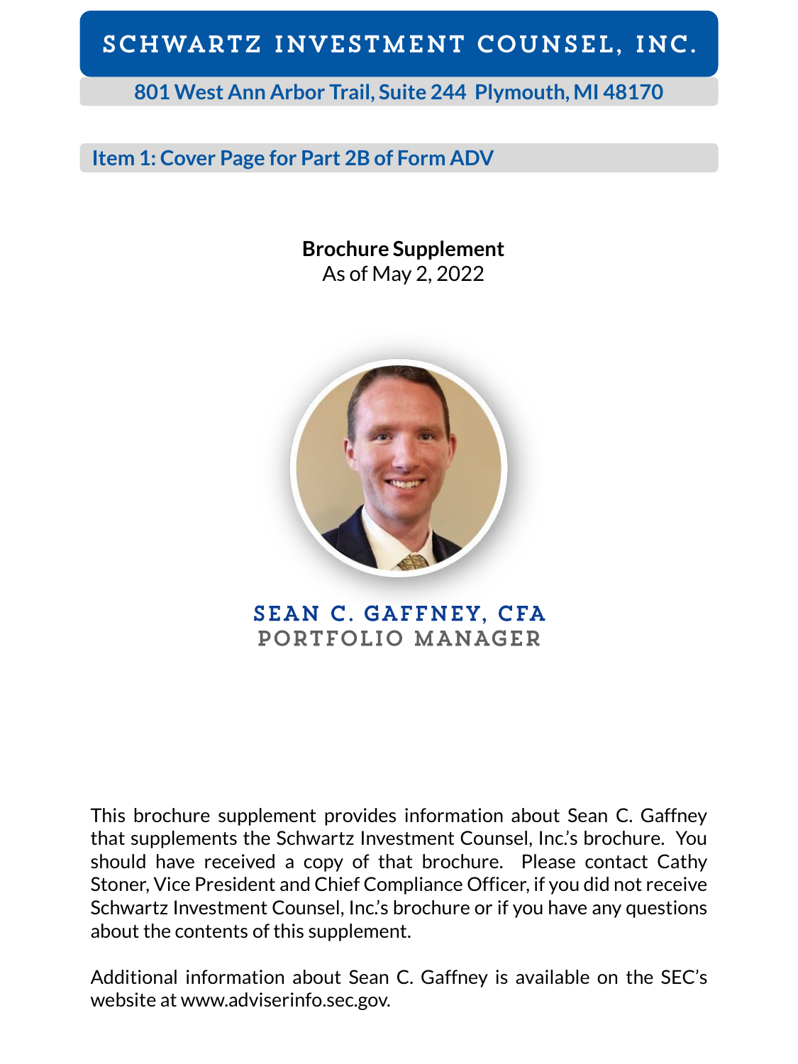# SCHWARTZ INVESTMENT COUNSEL, INC.

**801 West Ann Arbor Trail, Suite 244 Plymouth, MI 48170**

## Item 1: Cover Page for Part 2B of Form ADV

**Brochure Supplement**
As of May 2, 2022

**SEAN C. GAFFNEY, CFA**
**PORTFOLIO MANAGER**

This brochure supplement provides information about Sean C. Gaffney that supplements the Schwartz Investment Counsel, Inc.'s brochure. You should have received a copy of that brochure. Please contact Cathy Stoner, Vice President and Chief Compliance Officer, if you did not receive Schwartz Investment Counsel, Inc.'s brochure or if you have any questions about the contents of this supplement.

Additional information about Sean C. Gaffney is available on the SEC's website at www.adviserinfo.sec.gov.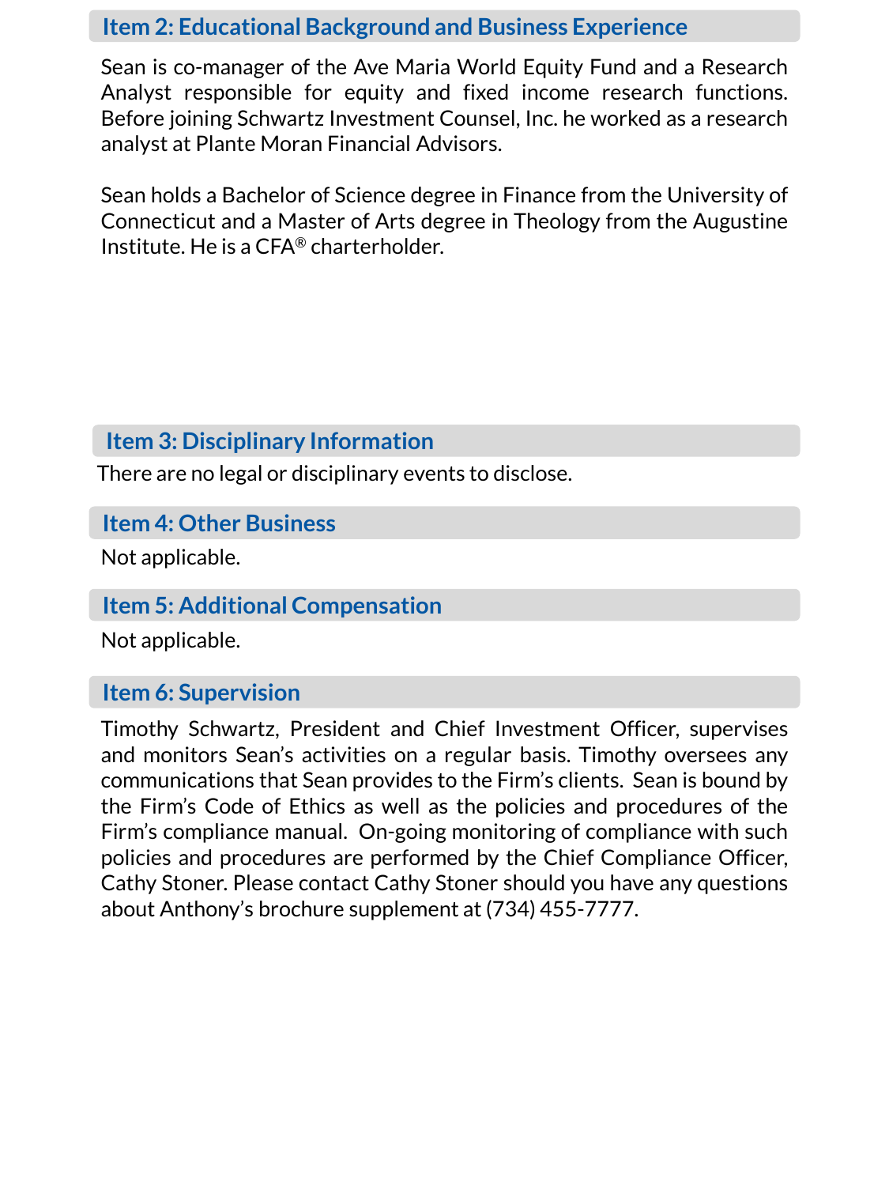## Item 2: Educational Background and Business Experience

Sean is co-manager of the Ave Maria World Equity Fund and a Research Analyst responsible for equity and fixed income research functions. Before joining Schwartz Investment Counsel, Inc. he worked as a research analyst at Plante Moran Financial Advisors.

Sean holds a Bachelor of Science degree in Finance from the University of Connecticut and a Master of Arts degree in Theology from the Augustine Institute. He is a CFA® charterholder.

## Item 3: Disciplinary Information

There are no legal or disciplinary events to disclose.

## Item 4: Other Business

Not applicable.

## Item 5: Additional Compensation

Not applicable.

## Item 6: Supervision

Timothy Schwartz, President and Chief Investment Officer, supervises and monitors Sean's activities on a regular basis. Timothy oversees any communications that Sean provides to the Firm's clients. Sean is bound by the Firm's Code of Ethics as well as the policies and procedures of the Firm's compliance manual. On-going monitoring of compliance with such policies and procedures are performed by the Chief Compliance Officer, Cathy Stoner. Please contact Cathy Stoner should you have any questions about Anthony's brochure supplement at (734) 455-7777.